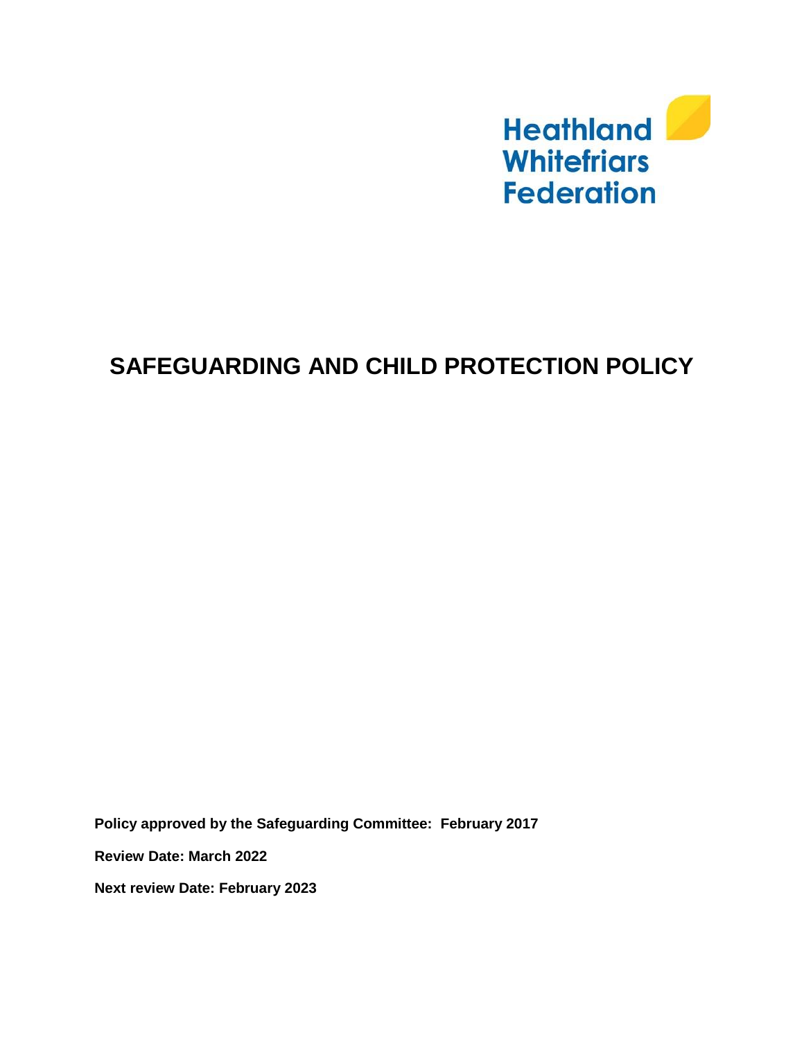Heathland
Whitefriars
Federation

# SAFEGUARDING AND CHILD PROTECTION POLICY

**Policy approved by the Safeguarding Committee: February 2017**

**Review Date: March 2022**

**Next review Date: February 2023**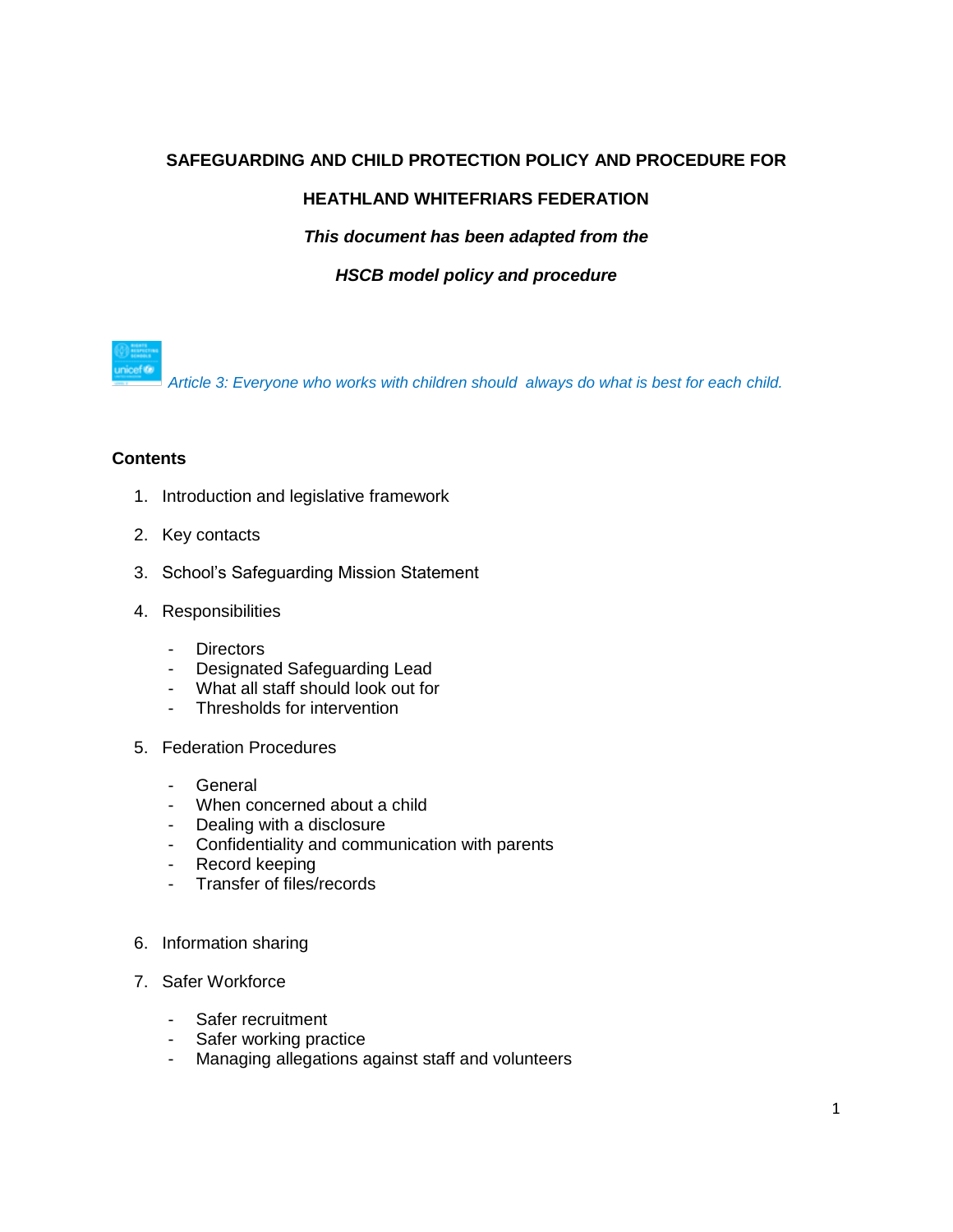**SAFEGUARDING AND CHILD PROTECTION POLICY AND PROCEDURE FOR**

**HEATHLAND WHITEFRIARS FEDERATION**

***This document has been adapted from the***

***HSCB model policy and procedure***

*Article 3: Everyone who works with children should always do what is best for each child.*

**Contents**

1. Introduction and legislative framework
2. Key contacts
3. School's Safeguarding Mission Statement
4. Responsibilities
   - Directors
   - Designated Safeguarding Lead
   - What all staff should look out for
   - Thresholds for intervention
5. Federation Procedures
   - General
   - When concerned about a child
   - Dealing with a disclosure
   - Confidentiality and communication with parents
   - Record keeping
   - Transfer of files/records
6. Information sharing
7. Safer Workforce
   - Safer recruitment
   - Safer working practice
   - Managing allegations against staff and volunteers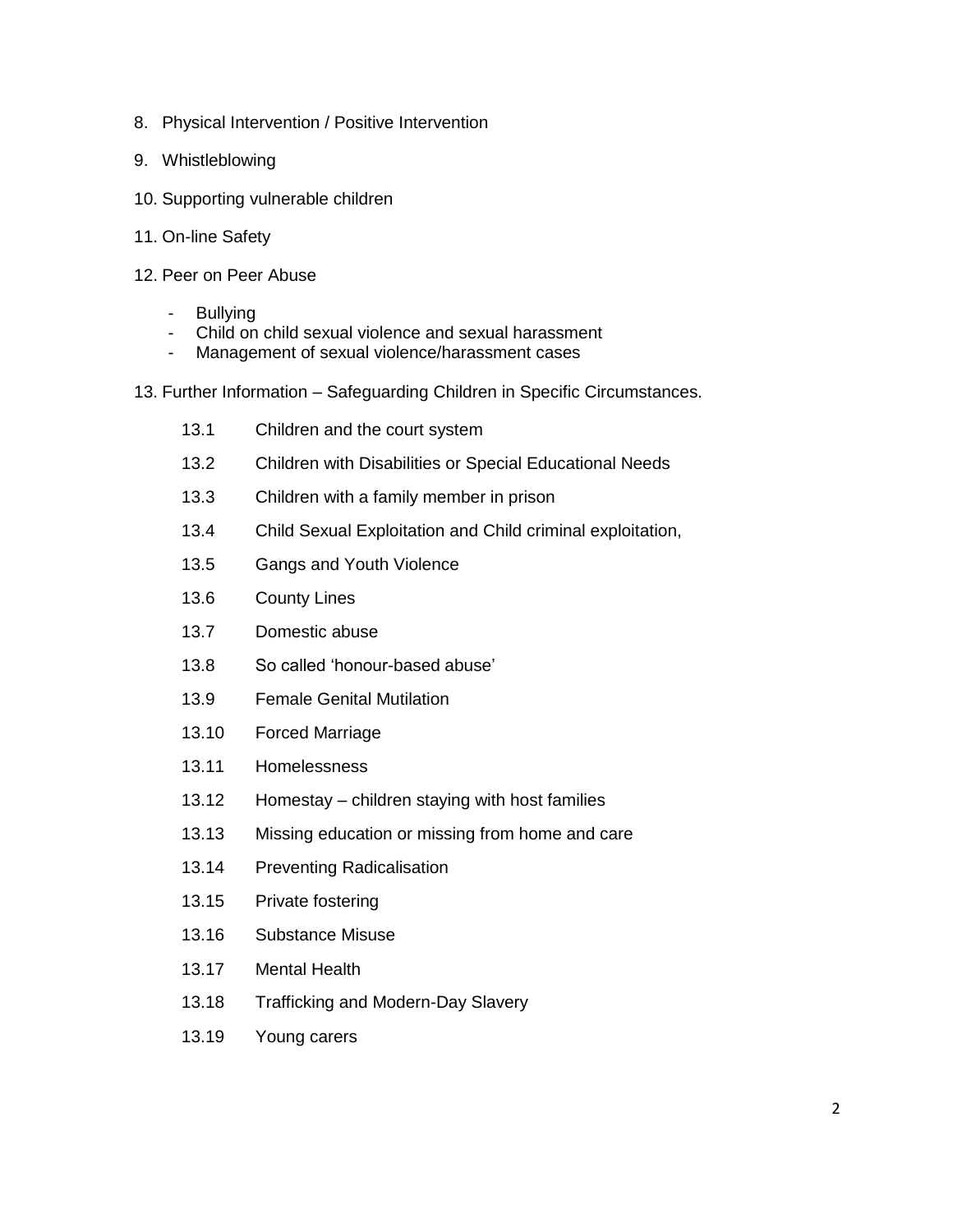8. Physical Intervention / Positive Intervention

9. Whistleblowing

10. Supporting vulnerable children

11. On-line Safety

12. Peer on Peer Abuse

    - Bullying
    - Child on child sexual violence and sexual harassment
    - Management of sexual violence/harassment cases

13. Further Information – Safeguarding Children in Specific Circumstances.

    13.1 Children and the court system

    13.2 Children with Disabilities or Special Educational Needs

    13.3 Children with a family member in prison

    13.4 Child Sexual Exploitation and Child criminal exploitation,

    13.5 Gangs and Youth Violence

    13.6 County Lines

    13.7 Domestic abuse

    13.8 So called 'honour-based abuse'

    13.9 Female Genital Mutilation

    13.10 Forced Marriage

    13.11 Homelessness

    13.12 Homestay – children staying with host families

    13.13 Missing education or missing from home and care

    13.14 Preventing Radicalisation

    13.15 Private fostering

    13.16 Substance Misuse

    13.17 Mental Health

    13.18 Trafficking and Modern-Day Slavery

    13.19 Young carers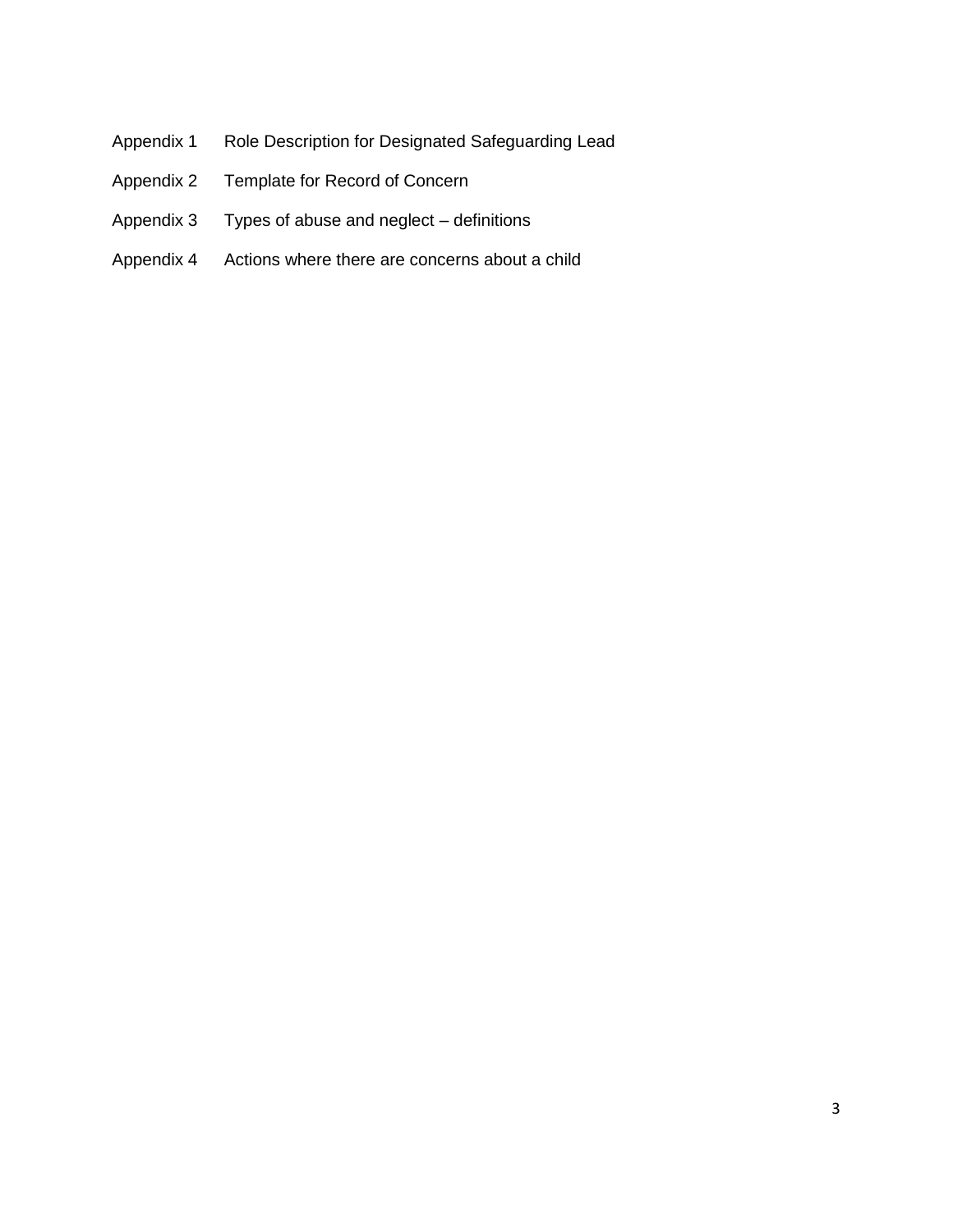Appendix 1 Role Description for Designated Safeguarding Lead

Appendix 2 Template for Record of Concern

Appendix 3 Types of abuse and neglect – definitions

Appendix 4 Actions where there are concerns about a child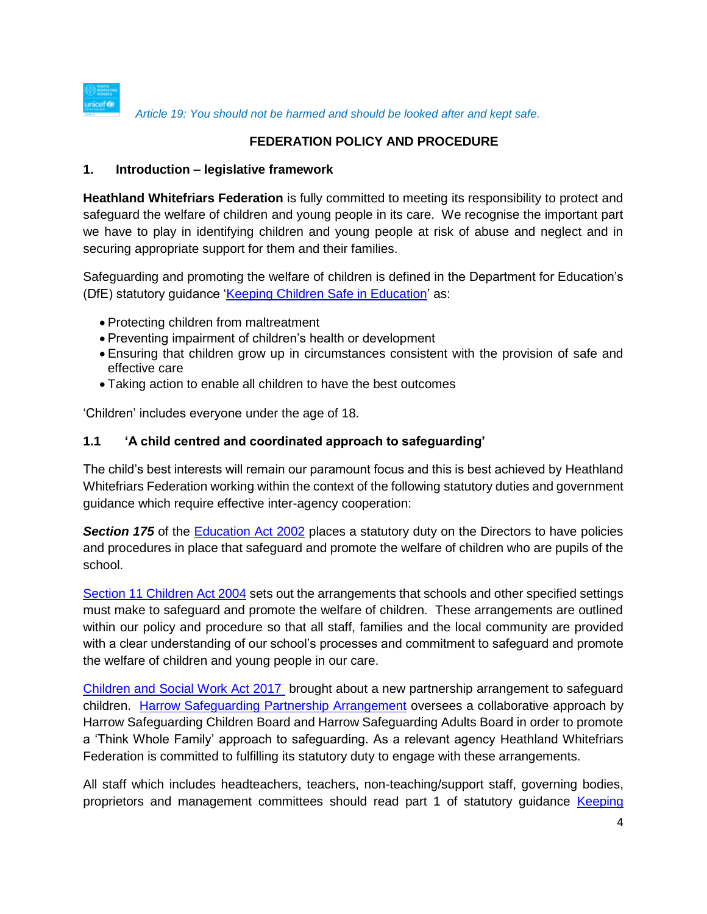*Article 19: You should not be harmed and should be looked after and kept safe.*

**FEDERATION POLICY AND PROCEDURE**

## 1. Introduction – legislative framework

**Heathland Whitefriars Federation** is fully committed to meeting its responsibility to protect and safeguard the welfare of children and young people in its care. We recognise the important part we have to play in identifying children and young people at risk of abuse and neglect and in securing appropriate support for them and their families.

Safeguarding and promoting the welfare of children is defined in the Department for Education's (DfE) statutory guidance 'Keeping Children Safe in Education' as:

- Protecting children from maltreatment
- Preventing impairment of children's health or development
- Ensuring that children grow up in circumstances consistent with the provision of safe and effective care
- Taking action to enable all children to have the best outcomes

'Children' includes everyone under the age of 18.

### 1.1 'A child centred and coordinated approach to safeguarding'

The child's best interests will remain our paramount focus and this is best achieved by Heathland Whitefriars Federation working within the context of the following statutory duties and government guidance which require effective inter-agency cooperation:

***Section 175*** of the Education Act 2002 places a statutory duty on the Directors to have policies and procedures in place that safeguard and promote the welfare of children who are pupils of the school.

Section 11 Children Act 2004 sets out the arrangements that schools and other specified settings must make to safeguard and promote the welfare of children. These arrangements are outlined within our policy and procedure so that all staff, families and the local community are provided with a clear understanding of our school's processes and commitment to safeguard and promote the welfare of children and young people in our care.

Children and Social Work Act 2017 brought about a new partnership arrangement to safeguard children. Harrow Safeguarding Partnership Arrangement oversees a collaborative approach by Harrow Safeguarding Children Board and Harrow Safeguarding Adults Board in order to promote a 'Think Whole Family' approach to safeguarding. As a relevant agency Heathland Whitefriars Federation is committed to fulfilling its statutory duty to engage with these arrangements.

All staff which includes headteachers, teachers, non-teaching/support staff, governing bodies, proprietors and management committees should read part 1 of statutory guidance Keeping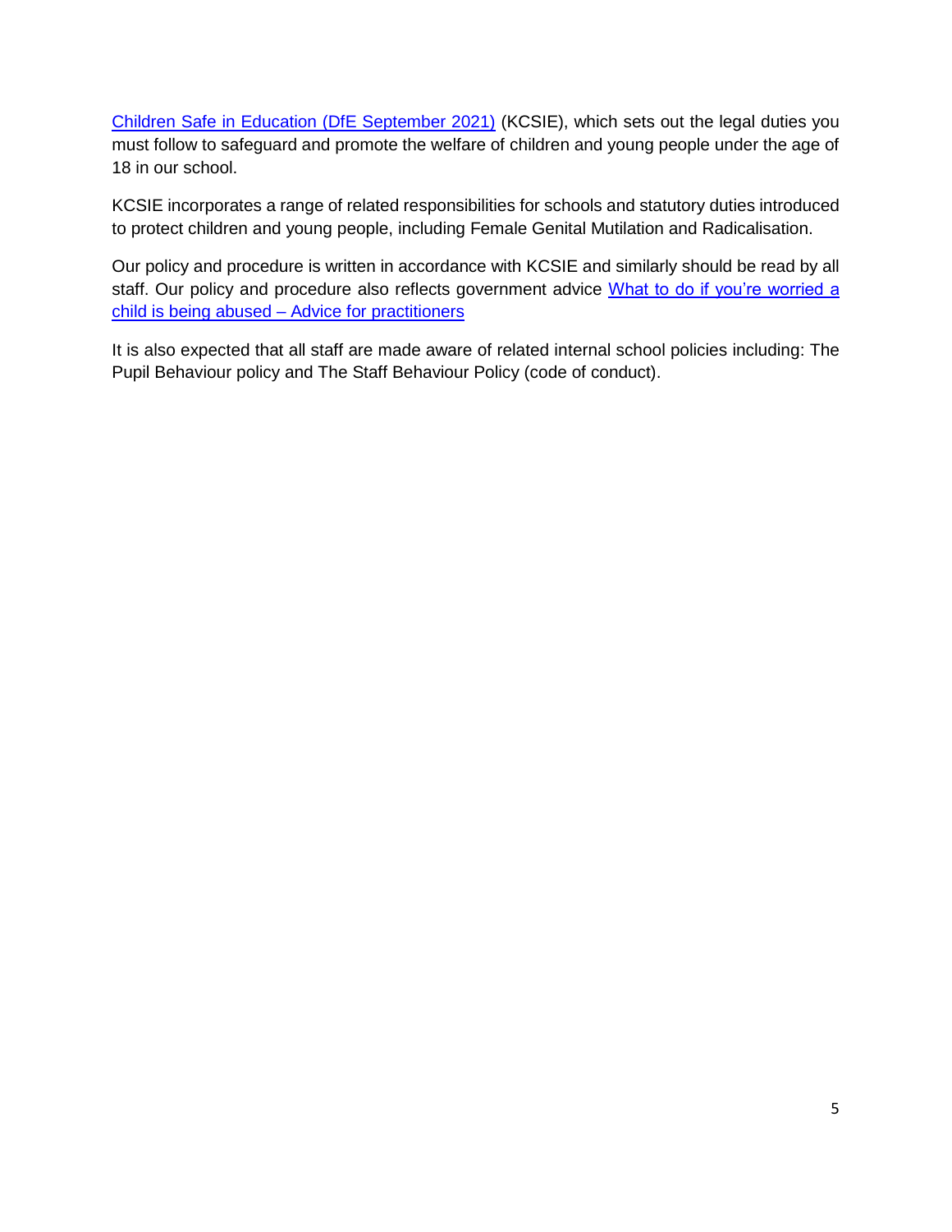Children Safe in Education (DfE September 2021) (KCSIE), which sets out the legal duties you must follow to safeguard and promote the welfare of children and young people under the age of 18 in our school.

KCSIE incorporates a range of related responsibilities for schools and statutory duties introduced to protect children and young people, including Female Genital Mutilation and Radicalisation.

Our policy and procedure is written in accordance with KCSIE and similarly should be read by all staff. Our policy and procedure also reflects government advice What to do if you're worried a child is being abused – Advice for practitioners

It is also expected that all staff are made aware of related internal school policies including: The Pupil Behaviour policy and The Staff Behaviour Policy (code of conduct).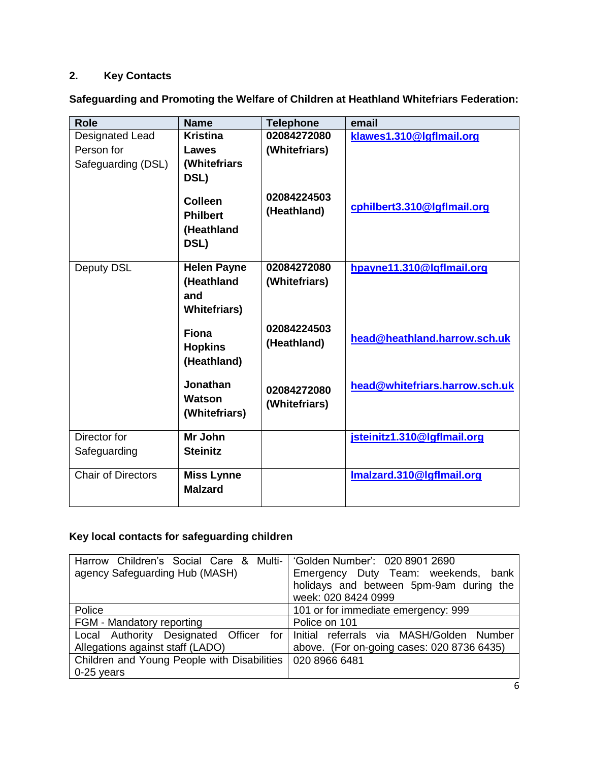## 2. Key Contacts

**Safeguarding and Promoting the Welfare of Children at Heathland Whitefriars Federation:**

| Role | Name | Telephone | email |
|---|---|---|---|
| Designated Lead Person for Safeguarding (DSL) | **Kristina Lawes (Whitefriars DSL)**<br><br>**Colleen Philbert (Heathland DSL)** | **02084272080 (Whitefriars)**<br><br>**02084224503 (Heathland)** | **klawes1.310@lgflmail.org**<br><br>**cphilbert3.310@lgflmail.org** |
| Deputy DSL | **Helen Payne (Heathland and Whitefriars)**<br><br>**Fiona Hopkins (Heathland)**<br><br>**Jonathan Watson (Whitefriars)** | **02084272080 (Whitefriars)**<br><br>**02084224503 (Heathland)**<br><br>**02084272080 (Whitefriars)** | **hpayne11.310@lgflmail.org**<br><br>**head@heathland.harrow.sch.uk**<br><br>**head@whitefriars.harrow.sch.uk** |
| Director for Safeguarding | **Mr John Steinitz** | | **jsteinitz1.310@lgflmail.org** |
| Chair of Directors | **Miss Lynne Malzard** | | **lmalzard.310@lgflmail.org** |

**Key local contacts for safeguarding children**

| | |
|---|---|
| Harrow Children's Social Care & Multi-agency Safeguarding Hub (MASH) | 'Golden Number': 020 8901 2690<br>Emergency Duty Team: weekends, bank holidays and between 5pm-9am during the week: 020 8424 0999 |
| Police | 101 or for immediate emergency: 999 |
| FGM - Mandatory reporting | Police on 101 |
| Local Authority Designated Officer for Allegations against staff (LADO) | Initial referrals via MASH/Golden Number above. (For on-going cases: 020 8736 6435) |
| Children and Young People with Disabilities 0-25 years | 020 8966 6481 |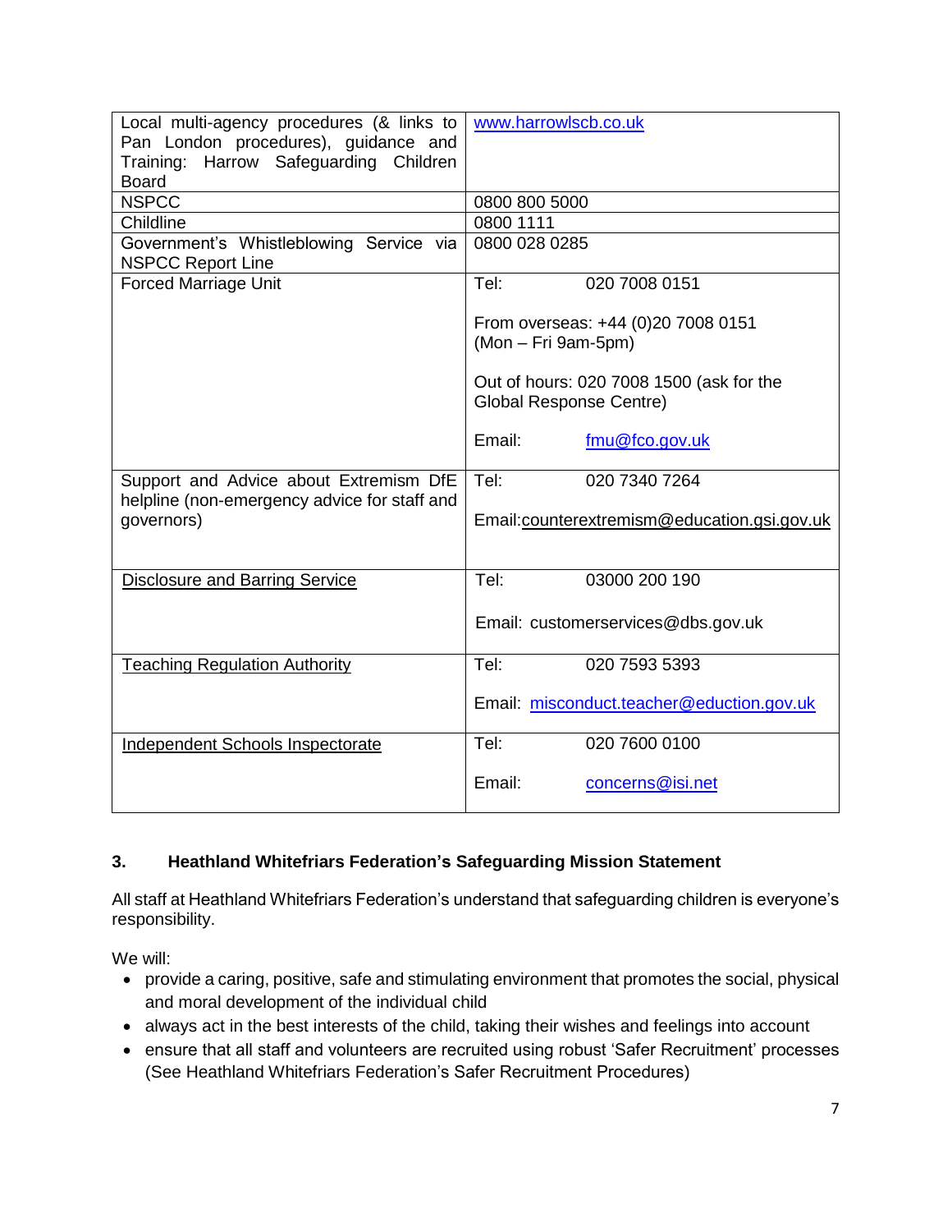| | |
|---|---|
| Local multi-agency procedures (& links to Pan London procedures), guidance and Training: Harrow Safeguarding Children Board | www.harrowlscb.co.uk |
| NSPCC | 0800 800 5000 |
| Childline | 0800 1111 |
| Government's Whistleblowing Service via NSPCC Report Line | 0800 028 0285 |
| Forced Marriage Unit | Tel: 020 7008 0151<br><br>From overseas: +44 (0)20 7008 0151 (Mon – Fri 9am-5pm)<br><br>Out of hours: 020 7008 1500 (ask for the Global Response Centre)<br><br>Email: fmu@fco.gov.uk |
| Support and Advice about Extremism DfE helpline (non-emergency advice for staff and governors) | Tel: 020 7340 7264<br><br>Email:counterextremism@education.gsi.gov.uk |
| Disclosure and Barring Service | Tel: 03000 200 190<br><br>Email: customerservices@dbs.gov.uk |
| Teaching Regulation Authority | Tel: 020 7593 5393<br><br>Email: misconduct.teacher@eduction.gov.uk |
| Independent Schools Inspectorate | Tel: 020 7600 0100<br><br>Email: concerns@isi.net |

## 3. Heathland Whitefriars Federation's Safeguarding Mission Statement

All staff at Heathland Whitefriars Federation's understand that safeguarding children is everyone's responsibility.

We will:

- provide a caring, positive, safe and stimulating environment that promotes the social, physical and moral development of the individual child
- always act in the best interests of the child, taking their wishes and feelings into account
- ensure that all staff and volunteers are recruited using robust 'Safer Recruitment' processes (See Heathland Whitefriars Federation's Safer Recruitment Procedures)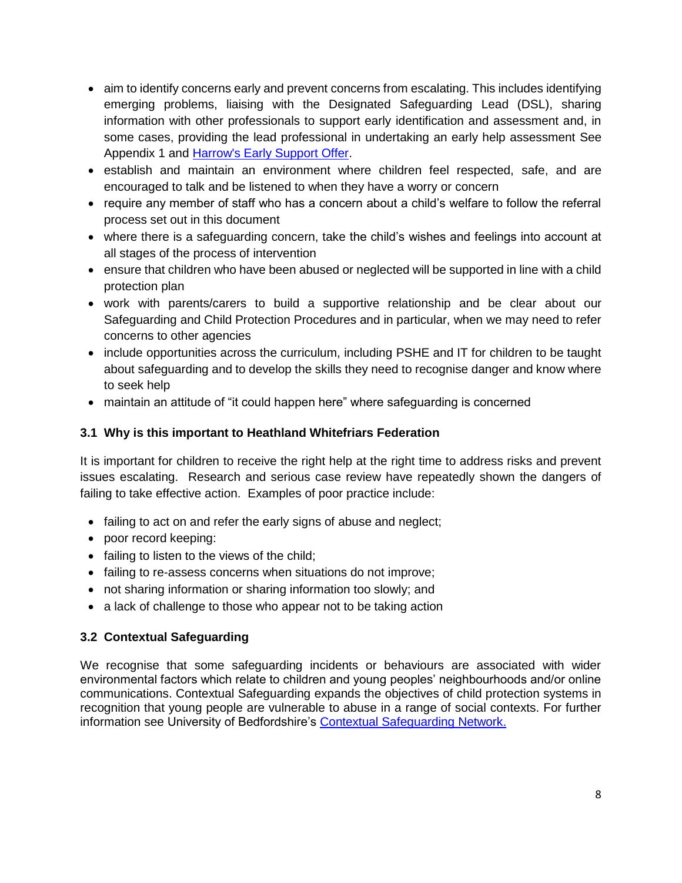- aim to identify concerns early and prevent concerns from escalating. This includes identifying emerging problems, liaising with the Designated Safeguarding Lead (DSL), sharing information with other professionals to support early identification and assessment and, in some cases, providing the lead professional in undertaking an early help assessment See Appendix 1 and [Harrow's Early Support Offer](#).
- establish and maintain an environment where children feel respected, safe, and are encouraged to talk and be listened to when they have a worry or concern
- require any member of staff who has a concern about a child's welfare to follow the referral process set out in this document
- where there is a safeguarding concern, take the child's wishes and feelings into account at all stages of the process of intervention
- ensure that children who have been abused or neglected will be supported in line with a child protection plan
- work with parents/carers to build a supportive relationship and be clear about our Safeguarding and Child Protection Procedures and in particular, when we may need to refer concerns to other agencies
- include opportunities across the curriculum, including PSHE and IT for children to be taught about safeguarding and to develop the skills they need to recognise danger and know where to seek help
- maintain an attitude of "it could happen here" where safeguarding is concerned

### 3.1 Why is this important to Heathland Whitefriars Federation

It is important for children to receive the right help at the right time to address risks and prevent issues escalating. Research and serious case review have repeatedly shown the dangers of failing to take effective action. Examples of poor practice include:

- failing to act on and refer the early signs of abuse and neglect;
- poor record keeping:
- failing to listen to the views of the child;
- failing to re-assess concerns when situations do not improve;
- not sharing information or sharing information too slowly; and
- a lack of challenge to those who appear not to be taking action

### 3.2 Contextual Safeguarding

We recognise that some safeguarding incidents or behaviours are associated with wider environmental factors which relate to children and young peoples' neighbourhoods and/or online communications. Contextual Safeguarding expands the objectives of child protection systems in recognition that young people are vulnerable to abuse in a range of social contexts. For further information see University of Bedfordshire's [Contextual Safeguarding Network.](#)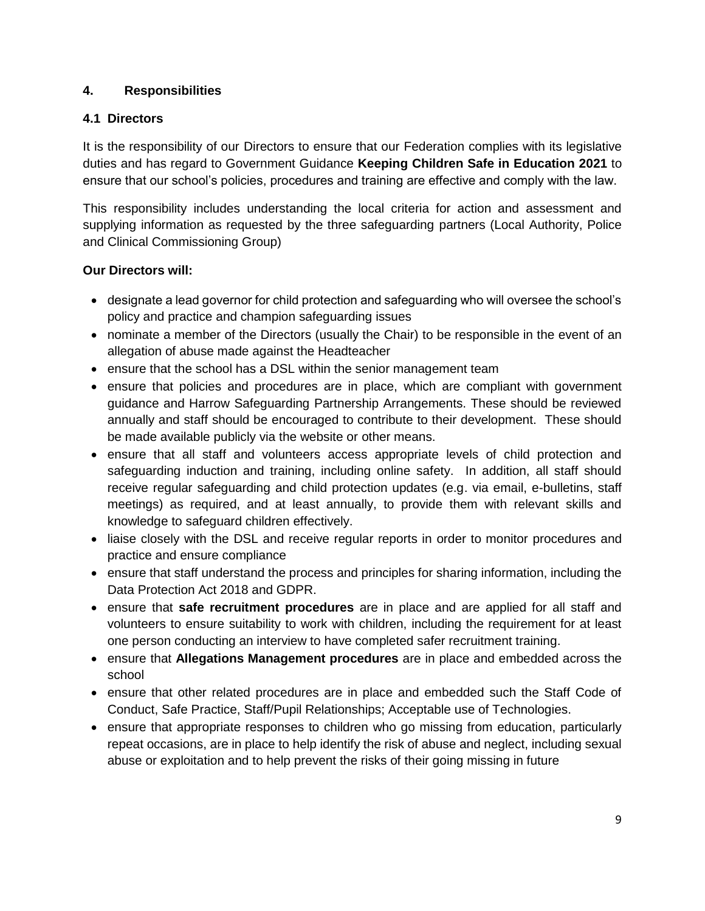## 4. Responsibilities

### 4.1 Directors

It is the responsibility of our Directors to ensure that our Federation complies with its legislative duties and has regard to Government Guidance **Keeping Children Safe in Education 2021** to ensure that our school's policies, procedures and training are effective and comply with the law.

This responsibility includes understanding the local criteria for action and assessment and supplying information as requested by the three safeguarding partners (Local Authority, Police and Clinical Commissioning Group)

**Our Directors will:**

- designate a lead governor for child protection and safeguarding who will oversee the school's policy and practice and champion safeguarding issues
- nominate a member of the Directors (usually the Chair) to be responsible in the event of an allegation of abuse made against the Headteacher
- ensure that the school has a DSL within the senior management team
- ensure that policies and procedures are in place, which are compliant with government guidance and Harrow Safeguarding Partnership Arrangements. These should be reviewed annually and staff should be encouraged to contribute to their development. These should be made available publicly via the website or other means.
- ensure that all staff and volunteers access appropriate levels of child protection and safeguarding induction and training, including online safety. In addition, all staff should receive regular safeguarding and child protection updates (e.g. via email, e-bulletins, staff meetings) as required, and at least annually, to provide them with relevant skills and knowledge to safeguard children effectively.
- liaise closely with the DSL and receive regular reports in order to monitor procedures and practice and ensure compliance
- ensure that staff understand the process and principles for sharing information, including the Data Protection Act 2018 and GDPR.
- ensure that **safe recruitment procedures** are in place and are applied for all staff and volunteers to ensure suitability to work with children, including the requirement for at least one person conducting an interview to have completed safer recruitment training.
- ensure that **Allegations Management procedures** are in place and embedded across the school
- ensure that other related procedures are in place and embedded such the Staff Code of Conduct, Safe Practice, Staff/Pupil Relationships; Acceptable use of Technologies.
- ensure that appropriate responses to children who go missing from education, particularly repeat occasions, are in place to help identify the risk of abuse and neglect, including sexual abuse or exploitation and to help prevent the risks of their going missing in future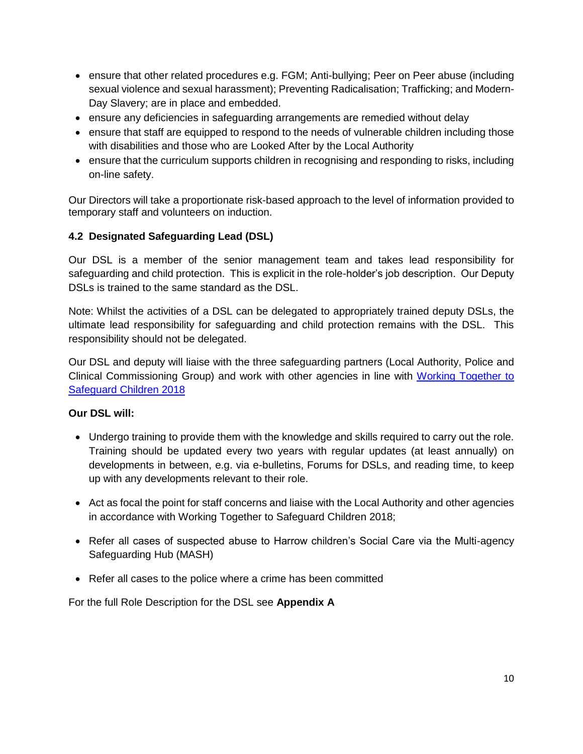- ensure that other related procedures e.g. FGM; Anti-bullying; Peer on Peer abuse (including sexual violence and sexual harassment); Preventing Radicalisation; Trafficking; and Modern-Day Slavery; are in place and embedded.
- ensure any deficiencies in safeguarding arrangements are remedied without delay
- ensure that staff are equipped to respond to the needs of vulnerable children including those with disabilities and those who are Looked After by the Local Authority
- ensure that the curriculum supports children in recognising and responding to risks, including on-line safety.

Our Directors will take a proportionate risk-based approach to the level of information provided to temporary staff and volunteers on induction.

### 4.2 Designated Safeguarding Lead (DSL)

Our DSL is a member of the senior management team and takes lead responsibility for safeguarding and child protection. This is explicit in the role-holder's job description. Our Deputy DSLs is trained to the same standard as the DSL.

Note: Whilst the activities of a DSL can be delegated to appropriately trained deputy DSLs, the ultimate lead responsibility for safeguarding and child protection remains with the DSL. This responsibility should not be delegated.

Our DSL and deputy will liaise with the three safeguarding partners (Local Authority, Police and Clinical Commissioning Group) and work with other agencies in line with [Working Together to Safeguard Children 2018]

**Our DSL will:**

- Undergo training to provide them with the knowledge and skills required to carry out the role. Training should be updated every two years with regular updates (at least annually) on developments in between, e.g. via e-bulletins, Forums for DSLs, and reading time, to keep up with any developments relevant to their role.
- Act as focal the point for staff concerns and liaise with the Local Authority and other agencies in accordance with Working Together to Safeguard Children 2018;
- Refer all cases of suspected abuse to Harrow children's Social Care via the Multi-agency Safeguarding Hub (MASH)
- Refer all cases to the police where a crime has been committed

For the full Role Description for the DSL see **Appendix A**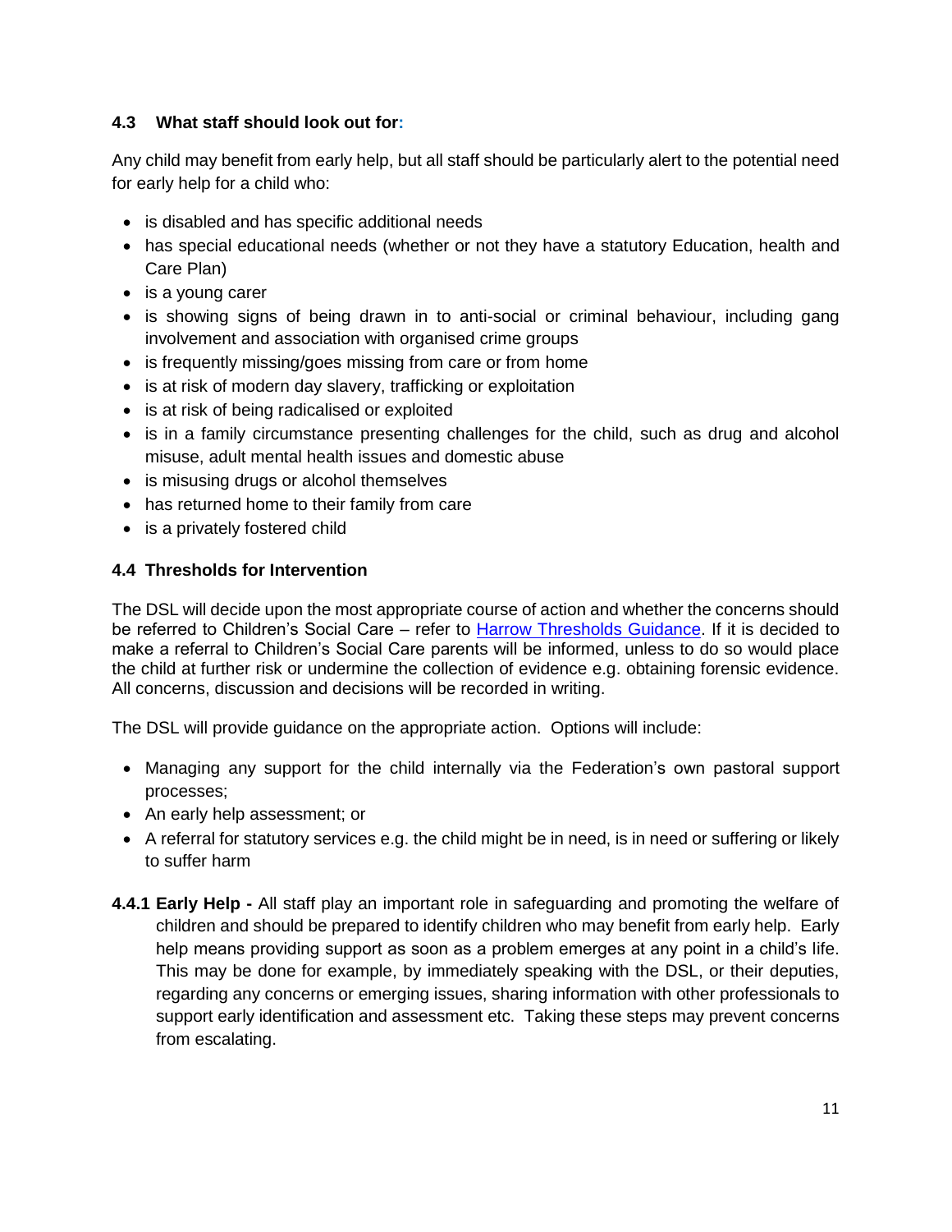### 4.3 What staff should look out for:

Any child may benefit from early help, but all staff should be particularly alert to the potential need for early help for a child who:

- is disabled and has specific additional needs
- has special educational needs (whether or not they have a statutory Education, health and Care Plan)
- is a young carer
- is showing signs of being drawn in to anti-social or criminal behaviour, including gang involvement and association with organised crime groups
- is frequently missing/goes missing from care or from home
- is at risk of modern day slavery, trafficking or exploitation
- is at risk of being radicalised or exploited
- is in a family circumstance presenting challenges for the child, such as drug and alcohol misuse, adult mental health issues and domestic abuse
- is misusing drugs or alcohol themselves
- has returned home to their family from care
- is a privately fostered child

### 4.4 Thresholds for Intervention

The DSL will decide upon the most appropriate course of action and whether the concerns should be referred to Children's Social Care – refer to Harrow Thresholds Guidance. If it is decided to make a referral to Children's Social Care parents will be informed, unless to do so would place the child at further risk or undermine the collection of evidence e.g. obtaining forensic evidence. All concerns, discussion and decisions will be recorded in writing.

The DSL will provide guidance on the appropriate action. Options will include:

- Managing any support for the child internally via the Federation's own pastoral support processes;
- An early help assessment; or
- A referral for statutory services e.g. the child might be in need, is in need or suffering or likely to suffer harm

**4.4.1 Early Help -** All staff play an important role in safeguarding and promoting the welfare of children and should be prepared to identify children who may benefit from early help. Early help means providing support as soon as a problem emerges at any point in a child's life. This may be done for example, by immediately speaking with the DSL, or their deputies, regarding any concerns or emerging issues, sharing information with other professionals to support early identification and assessment etc. Taking these steps may prevent concerns from escalating.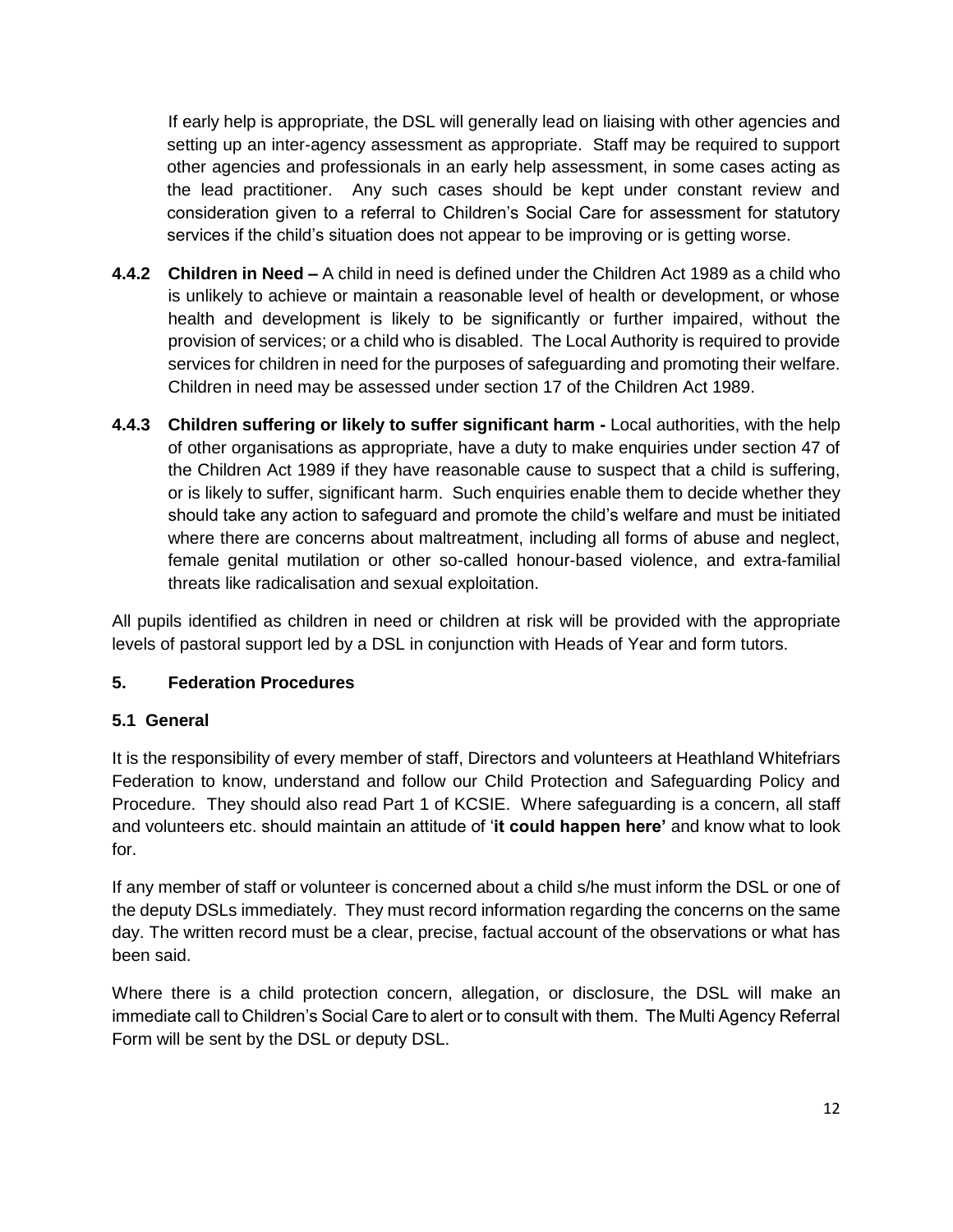If early help is appropriate, the DSL will generally lead on liaising with other agencies and setting up an inter-agency assessment as appropriate. Staff may be required to support other agencies and professionals in an early help assessment, in some cases acting as the lead practitioner. Any such cases should be kept under constant review and consideration given to a referral to Children's Social Care for assessment for statutory services if the child's situation does not appear to be improving or is getting worse.

**4.4.2 Children in Need –** A child in need is defined under the Children Act 1989 as a child who is unlikely to achieve or maintain a reasonable level of health or development, or whose health and development is likely to be significantly or further impaired, without the provision of services; or a child who is disabled. The Local Authority is required to provide services for children in need for the purposes of safeguarding and promoting their welfare. Children in need may be assessed under section 17 of the Children Act 1989.

**4.4.3 Children suffering or likely to suffer significant harm -** Local authorities, with the help of other organisations as appropriate, have a duty to make enquiries under section 47 of the Children Act 1989 if they have reasonable cause to suspect that a child is suffering, or is likely to suffer, significant harm. Such enquiries enable them to decide whether they should take any action to safeguard and promote the child's welfare and must be initiated where there are concerns about maltreatment, including all forms of abuse and neglect, female genital mutilation or other so-called honour-based violence, and extra-familial threats like radicalisation and sexual exploitation.

All pupils identified as children in need or children at risk will be provided with the appropriate levels of pastoral support led by a DSL in conjunction with Heads of Year and form tutors.

## 5. Federation Procedures

### 5.1 General

It is the responsibility of every member of staff, Directors and volunteers at Heathland Whitefriars Federation to know, understand and follow our Child Protection and Safeguarding Policy and Procedure. They should also read Part 1 of KCSIE. Where safeguarding is a concern, all staff and volunteers etc. should maintain an attitude of '**it could happen here'** and know what to look for.

If any member of staff or volunteer is concerned about a child s/he must inform the DSL or one of the deputy DSLs immediately. They must record information regarding the concerns on the same day. The written record must be a clear, precise, factual account of the observations or what has been said.

Where there is a child protection concern, allegation, or disclosure, the DSL will make an immediate call to Children's Social Care to alert or to consult with them. The Multi Agency Referral Form will be sent by the DSL or deputy DSL.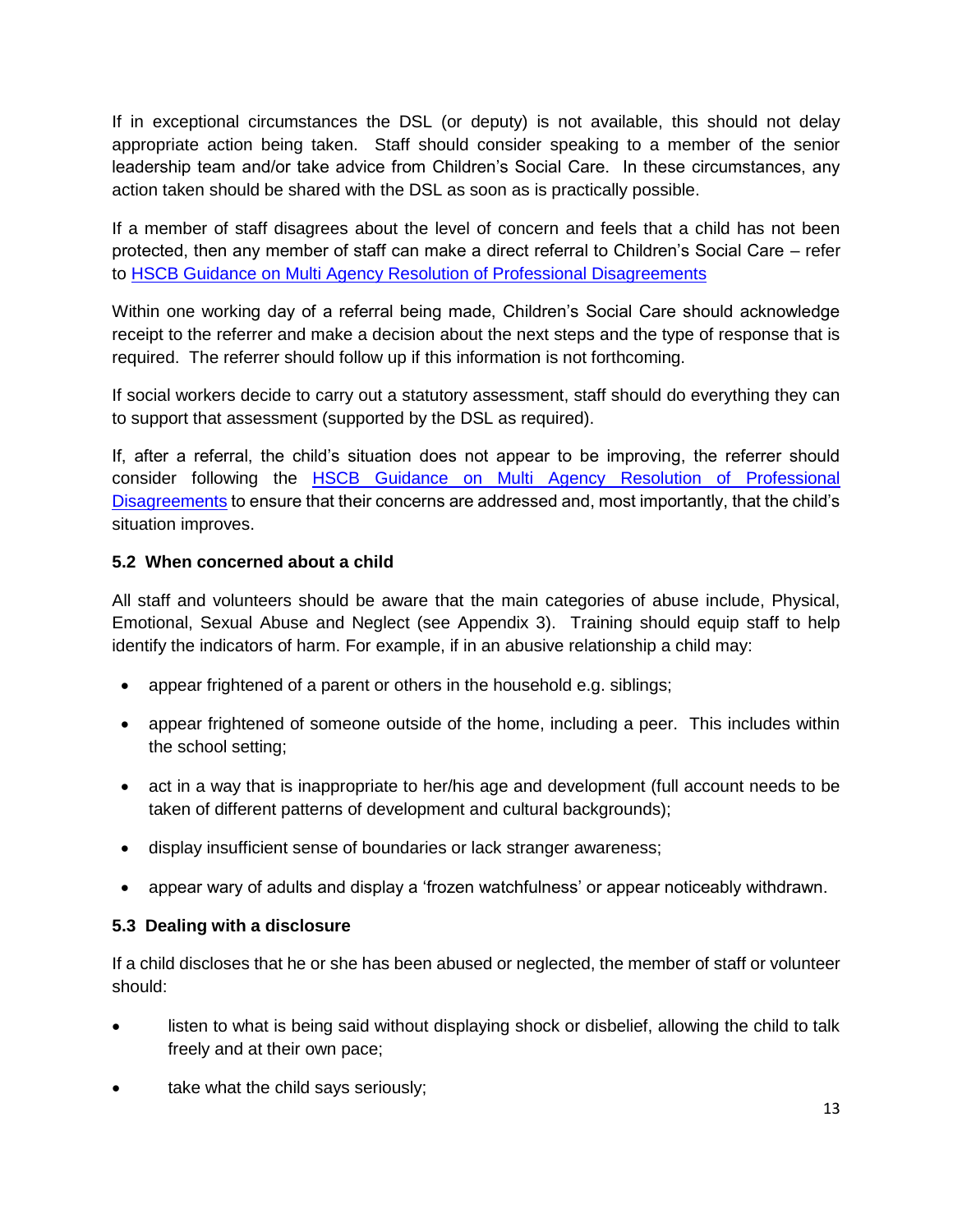If in exceptional circumstances the DSL (or deputy) is not available, this should not delay appropriate action being taken. Staff should consider speaking to a member of the senior leadership team and/or take advice from Children's Social Care. In these circumstances, any action taken should be shared with the DSL as soon as is practically possible.

If a member of staff disagrees about the level of concern and feels that a child has not been protected, then any member of staff can make a direct referral to Children's Social Care – refer to HSCB Guidance on Multi Agency Resolution of Professional Disagreements

Within one working day of a referral being made, Children's Social Care should acknowledge receipt to the referrer and make a decision about the next steps and the type of response that is required. The referrer should follow up if this information is not forthcoming.

If social workers decide to carry out a statutory assessment, staff should do everything they can to support that assessment (supported by the DSL as required).

If, after a referral, the child's situation does not appear to be improving, the referrer should consider following the HSCB Guidance on Multi Agency Resolution of Professional Disagreements to ensure that their concerns are addressed and, most importantly, that the child's situation improves.

### 5.2 When concerned about a child

All staff and volunteers should be aware that the main categories of abuse include, Physical, Emotional, Sexual Abuse and Neglect (see Appendix 3). Training should equip staff to help identify the indicators of harm. For example, if in an abusive relationship a child may:

- appear frightened of a parent or others in the household e.g. siblings;
- appear frightened of someone outside of the home, including a peer. This includes within the school setting;
- act in a way that is inappropriate to her/his age and development (full account needs to be taken of different patterns of development and cultural backgrounds);
- display insufficient sense of boundaries or lack stranger awareness;
- appear wary of adults and display a 'frozen watchfulness' or appear noticeably withdrawn.

### 5.3 Dealing with a disclosure

If a child discloses that he or she has been abused or neglected, the member of staff or volunteer should:

- listen to what is being said without displaying shock or disbelief, allowing the child to talk freely and at their own pace;
- take what the child says seriously;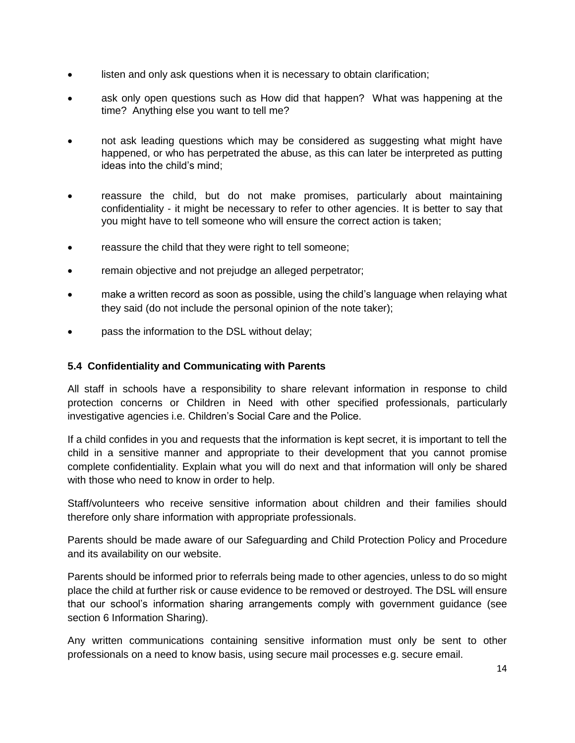- listen and only ask questions when it is necessary to obtain clarification;
- ask only open questions such as How did that happen? What was happening at the time? Anything else you want to tell me?
- not ask leading questions which may be considered as suggesting what might have happened, or who has perpetrated the abuse, as this can later be interpreted as putting ideas into the child's mind;
- reassure the child, but do not make promises, particularly about maintaining confidentiality - it might be necessary to refer to other agencies. It is better to say that you might have to tell someone who will ensure the correct action is taken;
- reassure the child that they were right to tell someone;
- remain objective and not prejudge an alleged perpetrator;
- make a written record as soon as possible, using the child's language when relaying what they said (do not include the personal opinion of the note taker);
- pass the information to the DSL without delay;

### 5.4 Confidentiality and Communicating with Parents

All staff in schools have a responsibility to share relevant information in response to child protection concerns or Children in Need with other specified professionals, particularly investigative agencies i.e. Children's Social Care and the Police.

If a child confides in you and requests that the information is kept secret, it is important to tell the child in a sensitive manner and appropriate to their development that you cannot promise complete confidentiality. Explain what you will do next and that information will only be shared with those who need to know in order to help.

Staff/volunteers who receive sensitive information about children and their families should therefore only share information with appropriate professionals.

Parents should be made aware of our Safeguarding and Child Protection Policy and Procedure and its availability on our website.

Parents should be informed prior to referrals being made to other agencies, unless to do so might place the child at further risk or cause evidence to be removed or destroyed. The DSL will ensure that our school's information sharing arrangements comply with government guidance (see section 6 Information Sharing).

Any written communications containing sensitive information must only be sent to other professionals on a need to know basis, using secure mail processes e.g. secure email.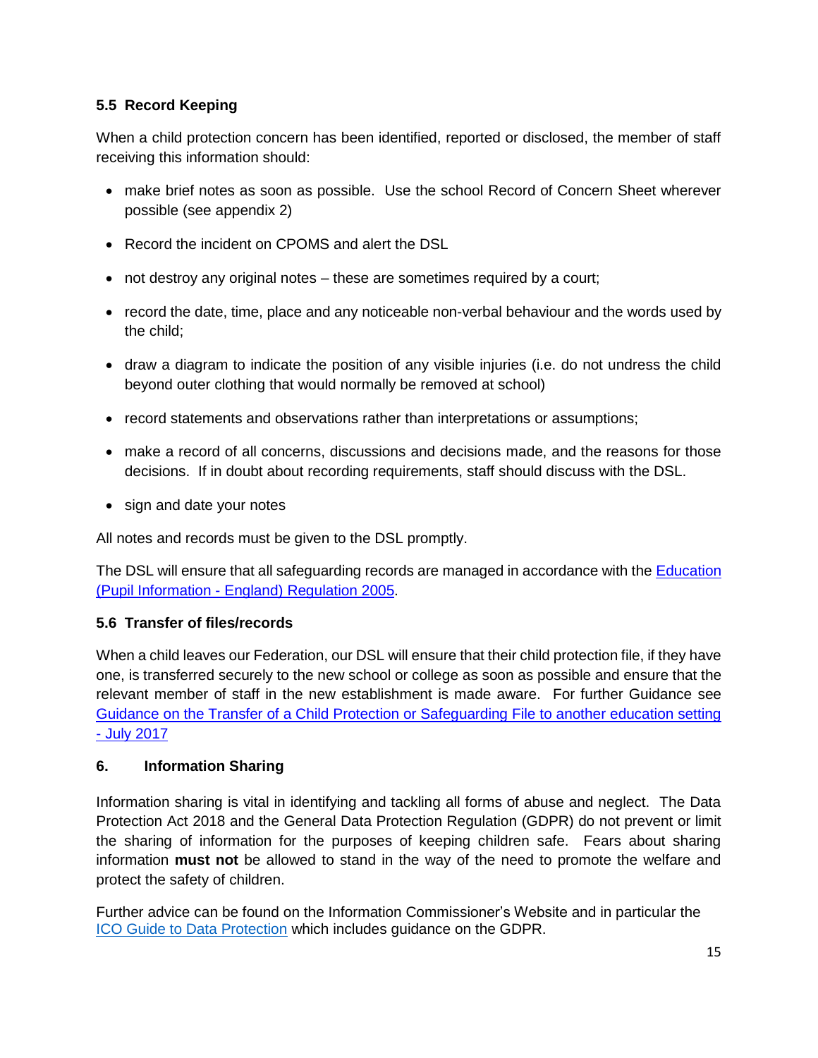### 5.5 Record Keeping

When a child protection concern has been identified, reported or disclosed, the member of staff receiving this information should:

- make brief notes as soon as possible. Use the school Record of Concern Sheet wherever possible (see appendix 2)
- Record the incident on CPOMS and alert the DSL
- not destroy any original notes – these are sometimes required by a court;
- record the date, time, place and any noticeable non-verbal behaviour and the words used by the child;
- draw a diagram to indicate the position of any visible injuries (i.e. do not undress the child beyond outer clothing that would normally be removed at school)
- record statements and observations rather than interpretations or assumptions;
- make a record of all concerns, discussions and decisions made, and the reasons for those decisions. If in doubt about recording requirements, staff should discuss with the DSL.
- sign and date your notes

All notes and records must be given to the DSL promptly.

The DSL will ensure that all safeguarding records are managed in accordance with the Education (Pupil Information - England) Regulation 2005.

### 5.6 Transfer of files/records

When a child leaves our Federation, our DSL will ensure that their child protection file, if they have one, is transferred securely to the new school or college as soon as possible and ensure that the relevant member of staff in the new establishment is made aware. For further Guidance see Guidance on the Transfer of a Child Protection or Safeguarding File to another education setting - July 2017

## 6. Information Sharing

Information sharing is vital in identifying and tackling all forms of abuse and neglect. The Data Protection Act 2018 and the General Data Protection Regulation (GDPR) do not prevent or limit the sharing of information for the purposes of keeping children safe. Fears about sharing information **must not** be allowed to stand in the way of the need to promote the welfare and protect the safety of children.

Further advice can be found on the Information Commissioner's Website and in particular the ICO Guide to Data Protection which includes guidance on the GDPR.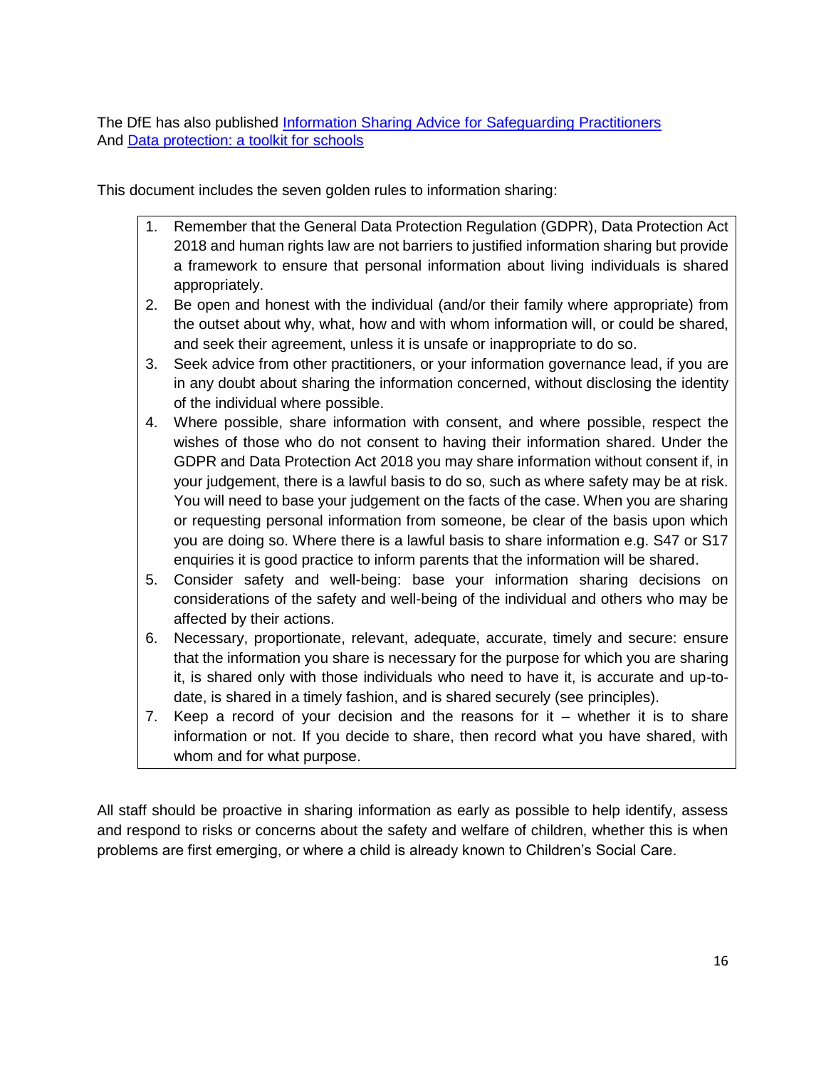The DfE has also published [Information Sharing Advice for Safeguarding Practitioners](#)
And [Data protection: a toolkit for schools](#)

This document includes the seven golden rules to information sharing:

1. Remember that the General Data Protection Regulation (GDPR), Data Protection Act 2018 and human rights law are not barriers to justified information sharing but provide a framework to ensure that personal information about living individuals is shared appropriately.
2. Be open and honest with the individual (and/or their family where appropriate) from the outset about why, what, how and with whom information will, or could be shared, and seek their agreement, unless it is unsafe or inappropriate to do so.
3. Seek advice from other practitioners, or your information governance lead, if you are in any doubt about sharing the information concerned, without disclosing the identity of the individual where possible.
4. Where possible, share information with consent, and where possible, respect the wishes of those who do not consent to having their information shared. Under the GDPR and Data Protection Act 2018 you may share information without consent if, in your judgement, there is a lawful basis to do so, such as where safety may be at risk. You will need to base your judgement on the facts of the case. When you are sharing or requesting personal information from someone, be clear of the basis upon which you are doing so. Where there is a lawful basis to share information e.g. S47 or S17 enquiries it is good practice to inform parents that the information will be shared.
5. Consider safety and well-being: base your information sharing decisions on considerations of the safety and well-being of the individual and others who may be affected by their actions.
6. Necessary, proportionate, relevant, adequate, accurate, timely and secure: ensure that the information you share is necessary for the purpose for which you are sharing it, is shared only with those individuals who need to have it, is accurate and up-to-date, is shared in a timely fashion, and is shared securely (see principles).
7. Keep a record of your decision and the reasons for it – whether it is to share information or not. If you decide to share, then record what you have shared, with whom and for what purpose.

All staff should be proactive in sharing information as early as possible to help identify, assess and respond to risks or concerns about the safety and welfare of children, whether this is when problems are first emerging, or where a child is already known to Children's Social Care.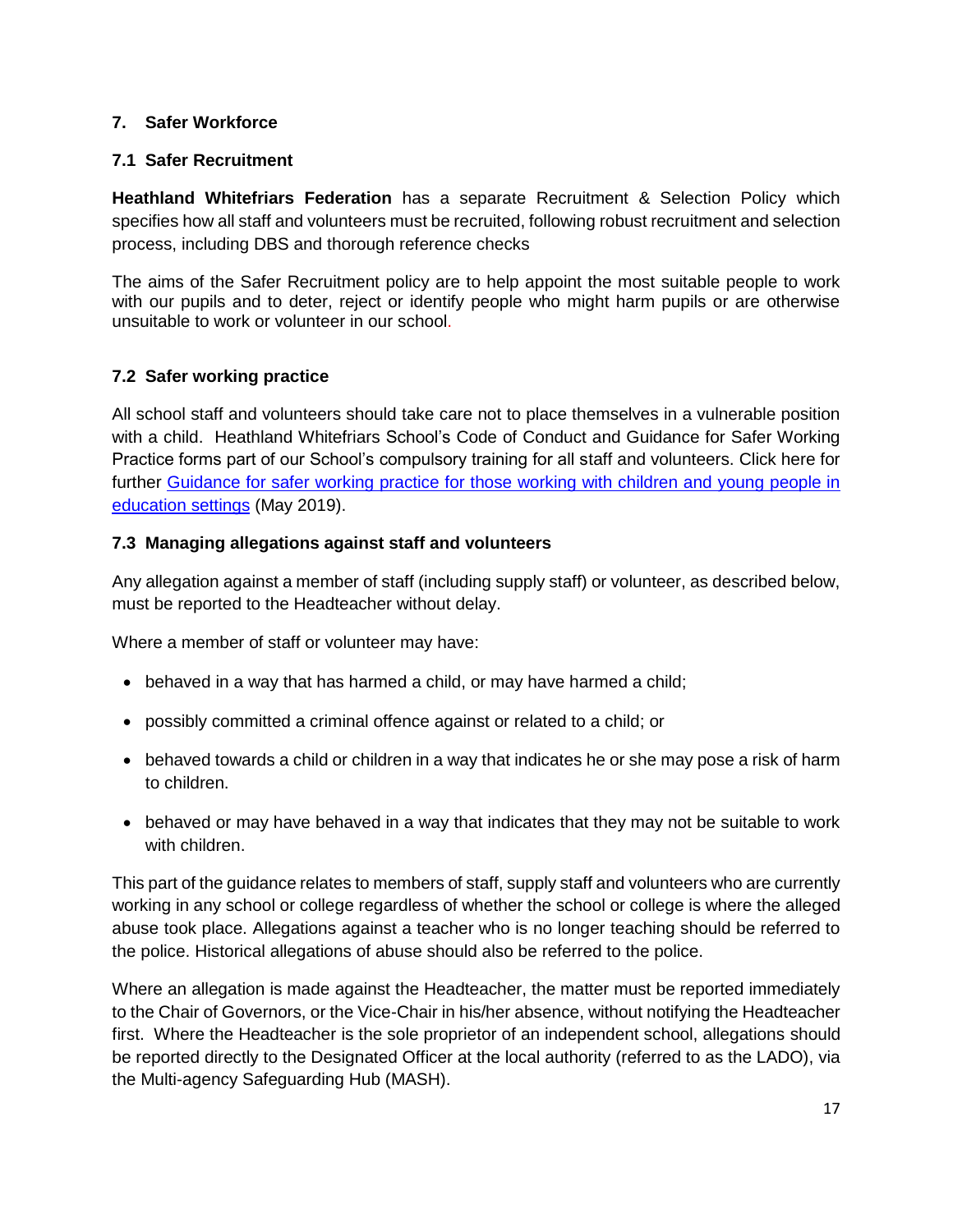## 7. Safer Workforce

### 7.1 Safer Recruitment

**Heathland Whitefriars Federation** has a separate Recruitment & Selection Policy which specifies how all staff and volunteers must be recruited, following robust recruitment and selection process, including DBS and thorough reference checks

The aims of the Safer Recruitment policy are to help appoint the most suitable people to work with our pupils and to deter, reject or identify people who might harm pupils or are otherwise unsuitable to work or volunteer in our school.

### 7.2 Safer working practice

All school staff and volunteers should take care not to place themselves in a vulnerable position with a child. Heathland Whitefriars School's Code of Conduct and Guidance for Safer Working Practice forms part of our School's compulsory training for all staff and volunteers. Click here for further Guidance for safer working practice for those working with children and young people in education settings (May 2019).

### 7.3 Managing allegations against staff and volunteers

Any allegation against a member of staff (including supply staff) or volunteer, as described below, must be reported to the Headteacher without delay.

Where a member of staff or volunteer may have:

- behaved in a way that has harmed a child, or may have harmed a child;
- possibly committed a criminal offence against or related to a child; or
- behaved towards a child or children in a way that indicates he or she may pose a risk of harm to children.
- behaved or may have behaved in a way that indicates that they may not be suitable to work with children.

This part of the guidance relates to members of staff, supply staff and volunteers who are currently working in any school or college regardless of whether the school or college is where the alleged abuse took place. Allegations against a teacher who is no longer teaching should be referred to the police. Historical allegations of abuse should also be referred to the police.

Where an allegation is made against the Headteacher, the matter must be reported immediately to the Chair of Governors, or the Vice-Chair in his/her absence, without notifying the Headteacher first. Where the Headteacher is the sole proprietor of an independent school, allegations should be reported directly to the Designated Officer at the local authority (referred to as the LADO), via the Multi-agency Safeguarding Hub (MASH).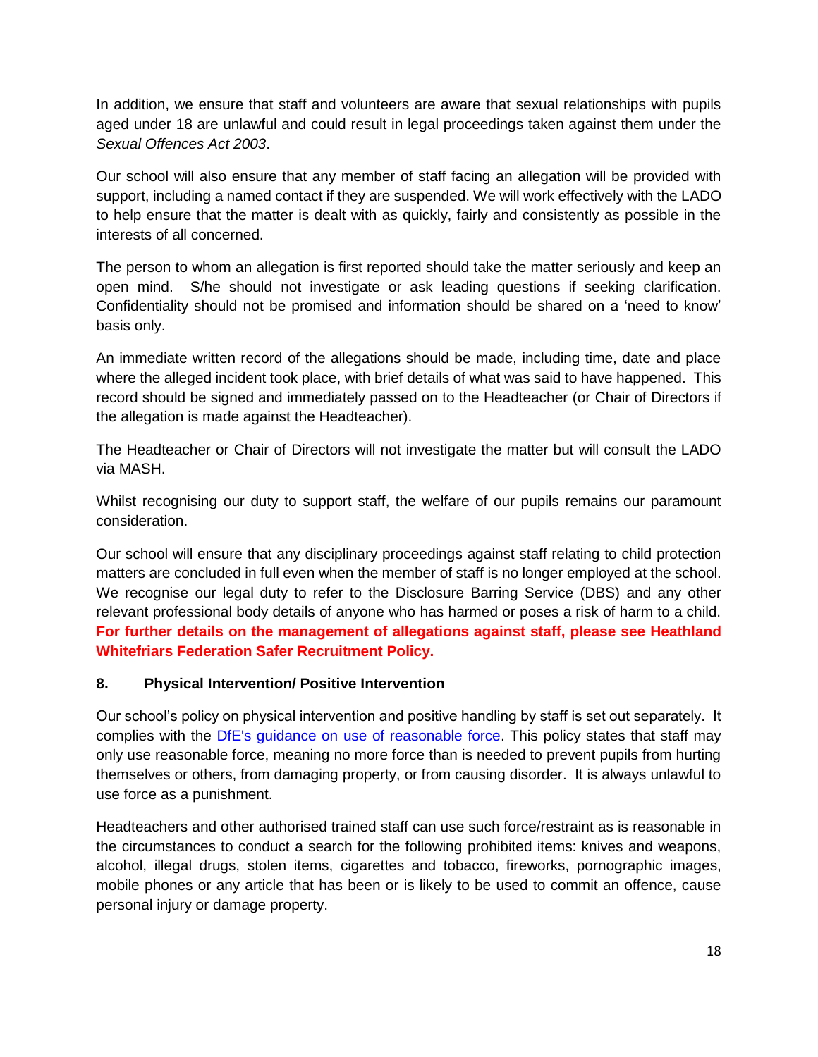In addition, we ensure that staff and volunteers are aware that sexual relationships with pupils aged under 18 are unlawful and could result in legal proceedings taken against them under the *Sexual Offences Act 2003*.

Our school will also ensure that any member of staff facing an allegation will be provided with support, including a named contact if they are suspended. We will work effectively with the LADO to help ensure that the matter is dealt with as quickly, fairly and consistently as possible in the interests of all concerned.

The person to whom an allegation is first reported should take the matter seriously and keep an open mind. S/he should not investigate or ask leading questions if seeking clarification. Confidentiality should not be promised and information should be shared on a 'need to know' basis only.

An immediate written record of the allegations should be made, including time, date and place where the alleged incident took place, with brief details of what was said to have happened. This record should be signed and immediately passed on to the Headteacher (or Chair of Directors if the allegation is made against the Headteacher).

The Headteacher or Chair of Directors will not investigate the matter but will consult the LADO via MASH.

Whilst recognising our duty to support staff, the welfare of our pupils remains our paramount consideration.

Our school will ensure that any disciplinary proceedings against staff relating to child protection matters are concluded in full even when the member of staff is no longer employed at the school. We recognise our legal duty to refer to the Disclosure Barring Service (DBS) and any other relevant professional body details of anyone who has harmed or poses a risk of harm to a child. **For further details on the management of allegations against staff, please see Heathland Whitefriars Federation Safer Recruitment Policy.**

## 8. Physical Intervention/ Positive Intervention

Our school's policy on physical intervention and positive handling by staff is set out separately. It complies with the [DfE's guidance on use of reasonable force](). This policy states that staff may only use reasonable force, meaning no more force than is needed to prevent pupils from hurting themselves or others, from damaging property, or from causing disorder. It is always unlawful to use force as a punishment.

Headteachers and other authorised trained staff can use such force/restraint as is reasonable in the circumstances to conduct a search for the following prohibited items: knives and weapons, alcohol, illegal drugs, stolen items, cigarettes and tobacco, fireworks, pornographic images, mobile phones or any article that has been or is likely to be used to commit an offence, cause personal injury or damage property.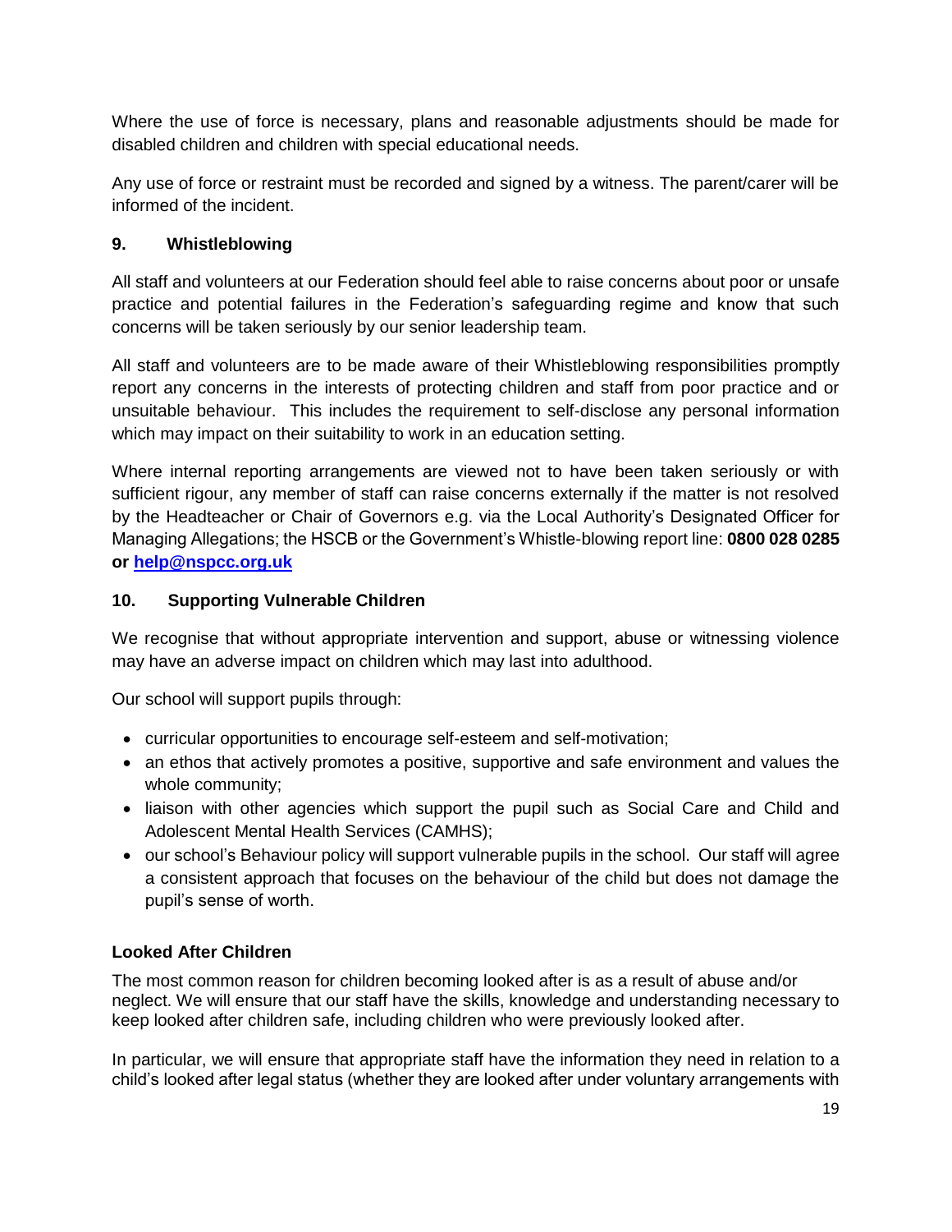Where the use of force is necessary, plans and reasonable adjustments should be made for disabled children and children with special educational needs.

Any use of force or restraint must be recorded and signed by a witness. The parent/carer will be informed of the incident.

## 9. Whistleblowing

All staff and volunteers at our Federation should feel able to raise concerns about poor or unsafe practice and potential failures in the Federation's safeguarding regime and know that such concerns will be taken seriously by our senior leadership team.

All staff and volunteers are to be made aware of their Whistleblowing responsibilities promptly report any concerns in the interests of protecting children and staff from poor practice and or unsuitable behaviour. This includes the requirement to self-disclose any personal information which may impact on their suitability to work in an education setting.

Where internal reporting arrangements are viewed not to have been taken seriously or with sufficient rigour, any member of staff can raise concerns externally if the matter is not resolved by the Headteacher or Chair of Governors e.g. via the Local Authority's Designated Officer for Managing Allegations; the HSCB or the Government's Whistle-blowing report line: **0800 028 0285 or [help@nspcc.org.uk](mailto:help@nspcc.org.uk)**

## 10. Supporting Vulnerable Children

We recognise that without appropriate intervention and support, abuse or witnessing violence may have an adverse impact on children which may last into adulthood.

Our school will support pupils through:

- curricular opportunities to encourage self-esteem and self-motivation;
- an ethos that actively promotes a positive, supportive and safe environment and values the whole community;
- liaison with other agencies which support the pupil such as Social Care and Child and Adolescent Mental Health Services (CAMHS);
- our school's Behaviour policy will support vulnerable pupils in the school. Our staff will agree a consistent approach that focuses on the behaviour of the child but does not damage the pupil's sense of worth.

### Looked After Children

The most common reason for children becoming looked after is as a result of abuse and/or neglect. We will ensure that our staff have the skills, knowledge and understanding necessary to keep looked after children safe, including children who were previously looked after.

In particular, we will ensure that appropriate staff have the information they need in relation to a child's looked after legal status (whether they are looked after under voluntary arrangements with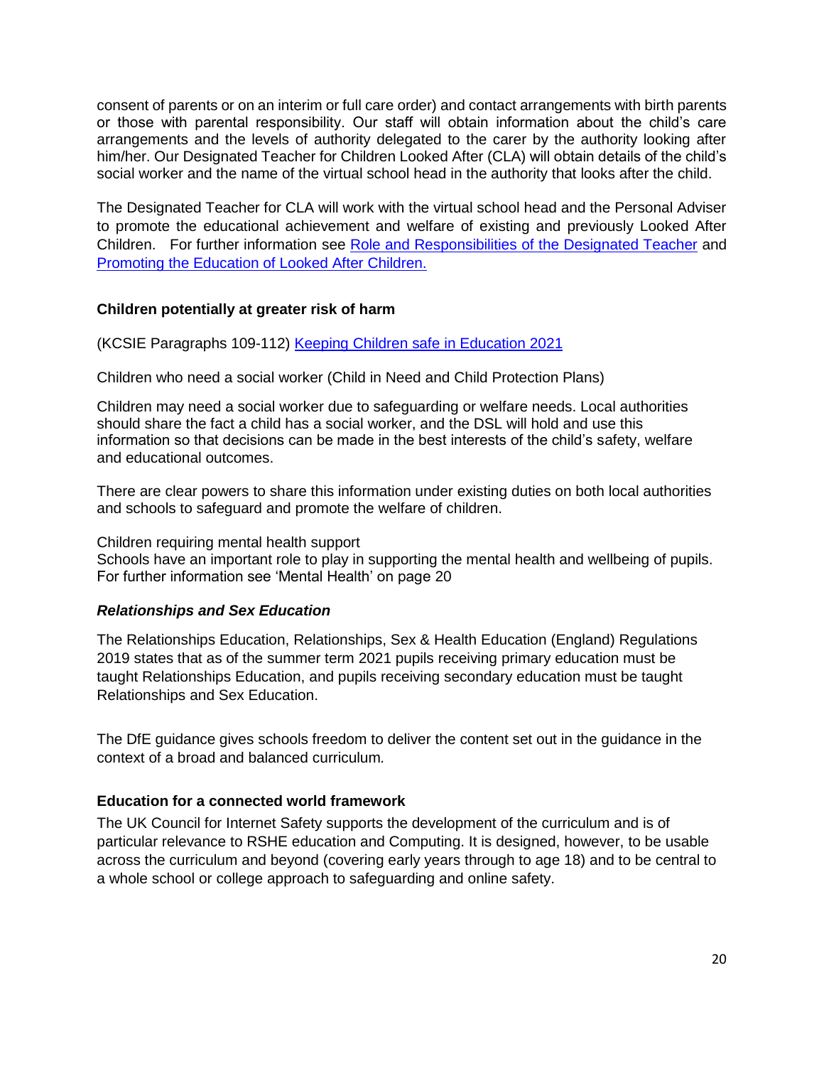consent of parents or on an interim or full care order) and contact arrangements with birth parents or those with parental responsibility. Our staff will obtain information about the child's care arrangements and the levels of authority delegated to the carer by the authority looking after him/her. Our Designated Teacher for Children Looked After (CLA) will obtain details of the child's social worker and the name of the virtual school head in the authority that looks after the child.

The Designated Teacher for CLA will work with the virtual school head and the Personal Adviser to promote the educational achievement and welfare of existing and previously Looked After Children. For further information see [Role and Responsibilities of the Designated Teacher]() and [Promoting the Education of Looked After Children.]()

**Children potentially at greater risk of harm**

(KCSIE Paragraphs 109-112) [Keeping Children safe in Education 2021]()

Children who need a social worker (Child in Need and Child Protection Plans)

Children may need a social worker due to safeguarding or welfare needs. Local authorities should share the fact a child has a social worker, and the DSL will hold and use this information so that decisions can be made in the best interests of the child's safety, welfare and educational outcomes.

There are clear powers to share this information under existing duties on both local authorities and schools to safeguard and promote the welfare of children.

Children requiring mental health support
Schools have an important role to play in supporting the mental health and wellbeing of pupils. For further information see 'Mental Health' on page 20

***Relationships and Sex Education***

The Relationships Education, Relationships, Sex & Health Education (England) Regulations 2019 states that as of the summer term 2021 pupils receiving primary education must be taught Relationships Education, and pupils receiving secondary education must be taught Relationships and Sex Education.

The DfE guidance gives schools freedom to deliver the content set out in the guidance in the context of a broad and balanced curriculum.

**Education for a connected world framework**

The UK Council for Internet Safety supports the development of the curriculum and is of particular relevance to RSHE education and Computing. It is designed, however, to be usable across the curriculum and beyond (covering early years through to age 18) and to be central to a whole school or college approach to safeguarding and online safety.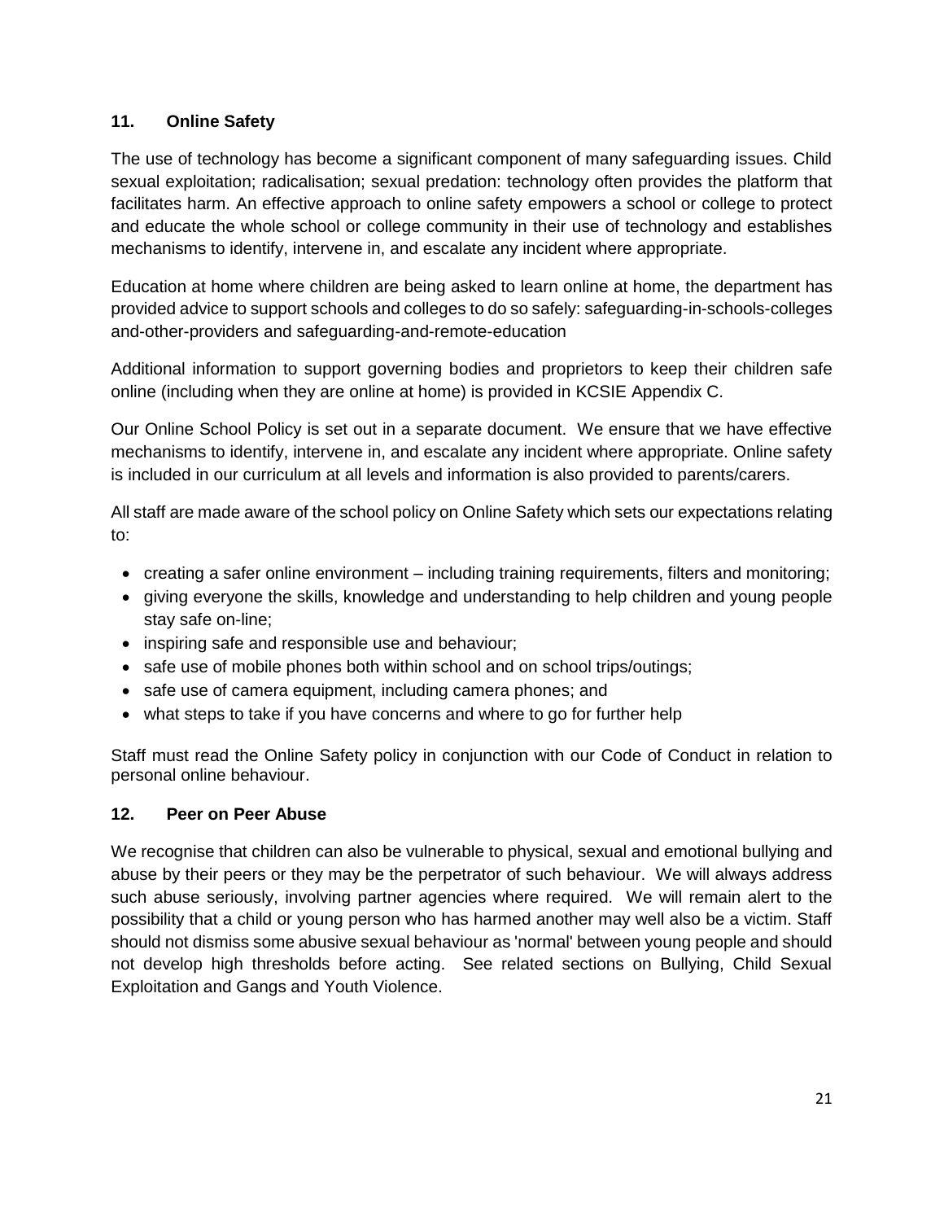## 11. Online Safety

The use of technology has become a significant component of many safeguarding issues. Child sexual exploitation; radicalisation; sexual predation: technology often provides the platform that facilitates harm. An effective approach to online safety empowers a school or college to protect and educate the whole school or college community in their use of technology and establishes mechanisms to identify, intervene in, and escalate any incident where appropriate.

Education at home where children are being asked to learn online at home, the department has provided advice to support schools and colleges to do so safely: safeguarding-in-schools-colleges and-other-providers and safeguarding-and-remote-education

Additional information to support governing bodies and proprietors to keep their children safe online (including when they are online at home) is provided in KCSIE Appendix C.

Our Online School Policy is set out in a separate document. We ensure that we have effective mechanisms to identify, intervene in, and escalate any incident where appropriate. Online safety is included in our curriculum at all levels and information is also provided to parents/carers.

All staff are made aware of the school policy on Online Safety which sets our expectations relating to:

- creating a safer online environment – including training requirements, filters and monitoring;
- giving everyone the skills, knowledge and understanding to help children and young people stay safe on-line;
- inspiring safe and responsible use and behaviour;
- safe use of mobile phones both within school and on school trips/outings;
- safe use of camera equipment, including camera phones; and
- what steps to take if you have concerns and where to go for further help

Staff must read the Online Safety policy in conjunction with our Code of Conduct in relation to personal online behaviour.

## 12. Peer on Peer Abuse

We recognise that children can also be vulnerable to physical, sexual and emotional bullying and abuse by their peers or they may be the perpetrator of such behaviour. We will always address such abuse seriously, involving partner agencies where required. We will remain alert to the possibility that a child or young person who has harmed another may well also be a victim. Staff should not dismiss some abusive sexual behaviour as 'normal' between young people and should not develop high thresholds before acting. See related sections on Bullying, Child Sexual Exploitation and Gangs and Youth Violence.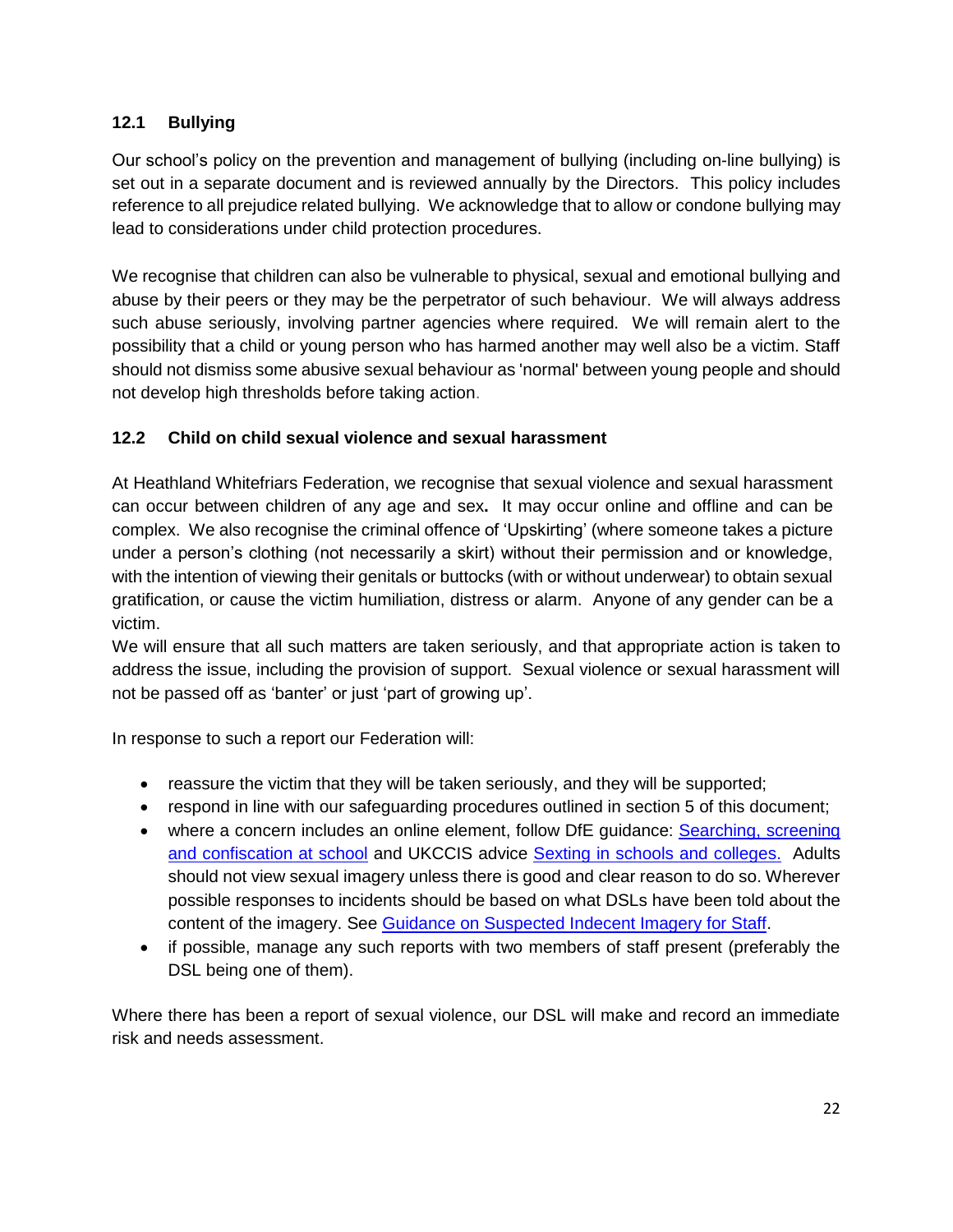### 12.1 Bullying

Our school's policy on the prevention and management of bullying (including on-line bullying) is set out in a separate document and is reviewed annually by the Directors. This policy includes reference to all prejudice related bullying. We acknowledge that to allow or condone bullying may lead to considerations under child protection procedures.

We recognise that children can also be vulnerable to physical, sexual and emotional bullying and abuse by their peers or they may be the perpetrator of such behaviour. We will always address such abuse seriously, involving partner agencies where required. We will remain alert to the possibility that a child or young person who has harmed another may well also be a victim. Staff should not dismiss some abusive sexual behaviour as 'normal' between young people and should not develop high thresholds before taking action.

### 12.2 Child on child sexual violence and sexual harassment

At Heathland Whitefriars Federation, we recognise that sexual violence and sexual harassment can occur between children of any age and sex**.** It may occur online and offline and can be complex. We also recognise the criminal offence of 'Upskirting' (where someone takes a picture under a person's clothing (not necessarily a skirt) without their permission and or knowledge, with the intention of viewing their genitals or buttocks (with or without underwear) to obtain sexual gratification, or cause the victim humiliation, distress or alarm. Anyone of any gender can be a victim.

We will ensure that all such matters are taken seriously, and that appropriate action is taken to address the issue, including the provision of support. Sexual violence or sexual harassment will not be passed off as 'banter' or just 'part of growing up'.

In response to such a report our Federation will:

- reassure the victim that they will be taken seriously, and they will be supported;
- respond in line with our safeguarding procedures outlined in section 5 of this document;
- where a concern includes an online element, follow DfE guidance: Searching, screening and confiscation at school and UKCCIS advice Sexting in schools and colleges. Adults should not view sexual imagery unless there is good and clear reason to do so. Wherever possible responses to incidents should be based on what DSLs have been told about the content of the imagery. See Guidance on Suspected Indecent Imagery for Staff.
- if possible, manage any such reports with two members of staff present (preferably the DSL being one of them).

Where there has been a report of sexual violence, our DSL will make and record an immediate risk and needs assessment.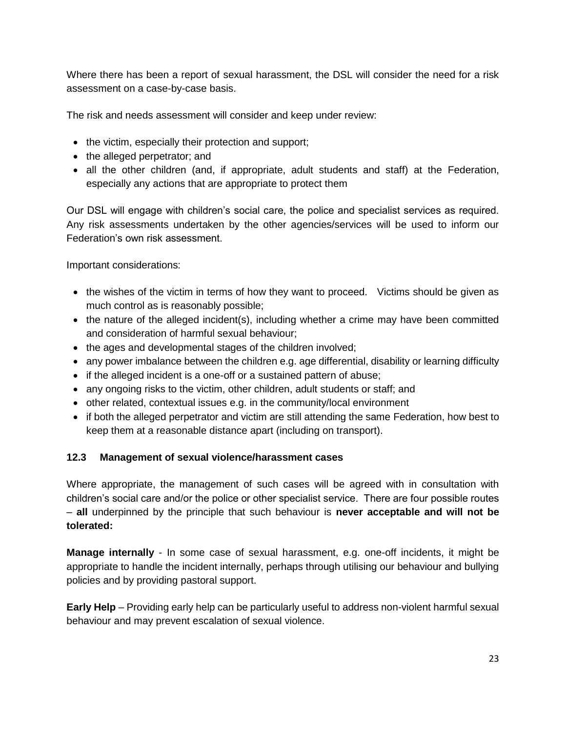Where there has been a report of sexual harassment, the DSL will consider the need for a risk assessment on a case-by-case basis.

The risk and needs assessment will consider and keep under review:

- the victim, especially their protection and support;
- the alleged perpetrator; and
- all the other children (and, if appropriate, adult students and staff) at the Federation, especially any actions that are appropriate to protect them

Our DSL will engage with children's social care, the police and specialist services as required. Any risk assessments undertaken by the other agencies/services will be used to inform our Federation's own risk assessment.

Important considerations:

- the wishes of the victim in terms of how they want to proceed. Victims should be given as much control as is reasonably possible;
- the nature of the alleged incident(s), including whether a crime may have been committed and consideration of harmful sexual behaviour;
- the ages and developmental stages of the children involved;
- any power imbalance between the children e.g. age differential, disability or learning difficulty
- if the alleged incident is a one-off or a sustained pattern of abuse;
- any ongoing risks to the victim, other children, adult students or staff; and
- other related, contextual issues e.g. in the community/local environment
- if both the alleged perpetrator and victim are still attending the same Federation, how best to keep them at a reasonable distance apart (including on transport).

### 12.3 Management of sexual violence/harassment cases

Where appropriate, the management of such cases will be agreed with in consultation with children's social care and/or the police or other specialist service. There are four possible routes – **all** underpinned by the principle that such behaviour is **never acceptable and will not be tolerated:**

**Manage internally** - In some case of sexual harassment, e.g. one-off incidents, it might be appropriate to handle the incident internally, perhaps through utilising our behaviour and bullying policies and by providing pastoral support.

**Early Help** – Providing early help can be particularly useful to address non-violent harmful sexual behaviour and may prevent escalation of sexual violence.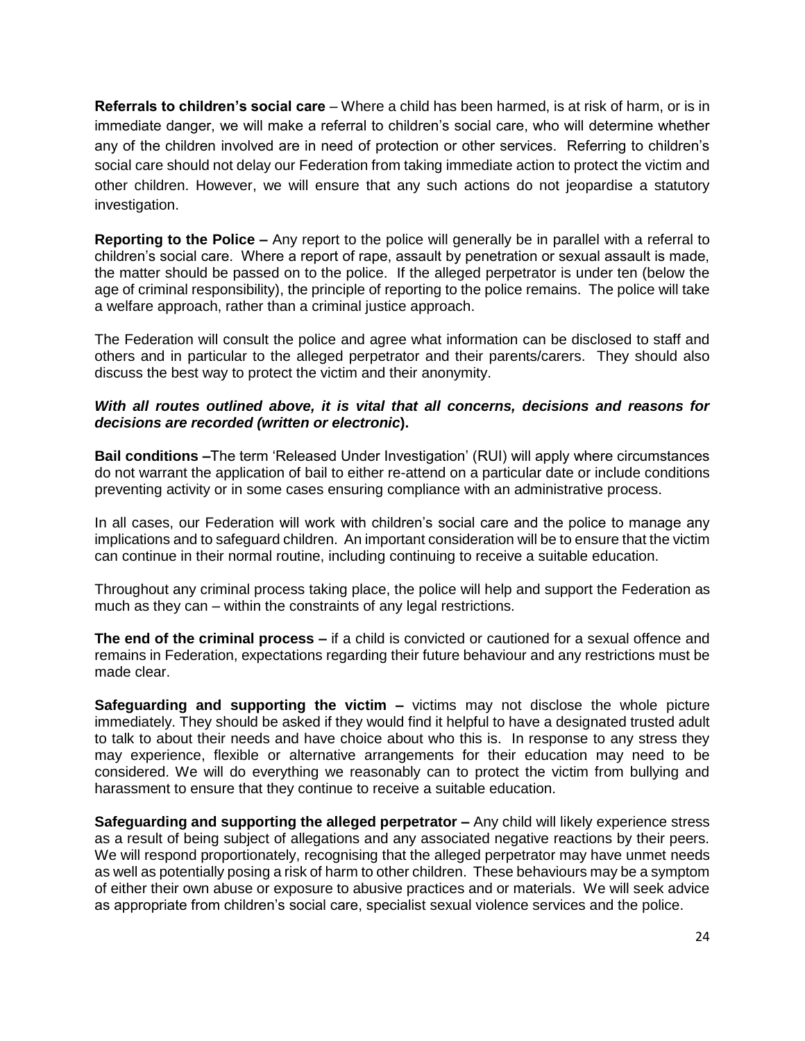**Referrals to children's social care** – Where a child has been harmed, is at risk of harm, or is in immediate danger, we will make a referral to children's social care, who will determine whether any of the children involved are in need of protection or other services. Referring to children's social care should not delay our Federation from taking immediate action to protect the victim and other children. However, we will ensure that any such actions do not jeopardise a statutory investigation.

**Reporting to the Police –** Any report to the police will generally be in parallel with a referral to children's social care. Where a report of rape, assault by penetration or sexual assault is made, the matter should be passed on to the police. If the alleged perpetrator is under ten (below the age of criminal responsibility), the principle of reporting to the police remains. The police will take a welfare approach, rather than a criminal justice approach.

The Federation will consult the police and agree what information can be disclosed to staff and others and in particular to the alleged perpetrator and their parents/carers. They should also discuss the best way to protect the victim and their anonymity.

***With all routes outlined above, it is vital that all concerns, decisions and reasons for decisions are recorded (written or electronic*).**

**Bail conditions –**The term 'Released Under Investigation' (RUI) will apply where circumstances do not warrant the application of bail to either re-attend on a particular date or include conditions preventing activity or in some cases ensuring compliance with an administrative process.

In all cases, our Federation will work with children's social care and the police to manage any implications and to safeguard children. An important consideration will be to ensure that the victim can continue in their normal routine, including continuing to receive a suitable education.

Throughout any criminal process taking place, the police will help and support the Federation as much as they can – within the constraints of any legal restrictions.

**The end of the criminal process –** if a child is convicted or cautioned for a sexual offence and remains in Federation, expectations regarding their future behaviour and any restrictions must be made clear.

**Safeguarding and supporting the victim –** victims may not disclose the whole picture immediately. They should be asked if they would find it helpful to have a designated trusted adult to talk to about their needs and have choice about who this is. In response to any stress they may experience, flexible or alternative arrangements for their education may need to be considered. We will do everything we reasonably can to protect the victim from bullying and harassment to ensure that they continue to receive a suitable education.

**Safeguarding and supporting the alleged perpetrator –** Any child will likely experience stress as a result of being subject of allegations and any associated negative reactions by their peers. We will respond proportionately, recognising that the alleged perpetrator may have unmet needs as well as potentially posing a risk of harm to other children. These behaviours may be a symptom of either their own abuse or exposure to abusive practices and or materials. We will seek advice as appropriate from children's social care, specialist sexual violence services and the police.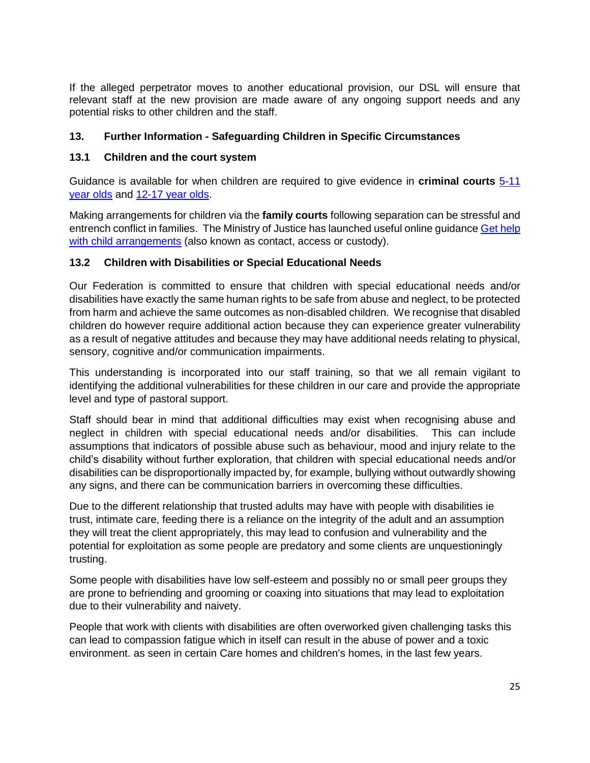If the alleged perpetrator moves to another educational provision, our DSL will ensure that relevant staff at the new provision are made aware of any ongoing support needs and any potential risks to other children and the staff.

## 13. Further Information - Safeguarding Children in Specific Circumstances

### 13.1 Children and the court system

Guidance is available for when children are required to give evidence in **criminal courts** [5-11 year olds]() and [12-17 year olds]().

Making arrangements for children via the **family courts** following separation can be stressful and entrench conflict in families. The Ministry of Justice has launched useful online guidance [Get help with child arrangements]() (also known as contact, access or custody).

### 13.2 Children with Disabilities or Special Educational Needs

Our Federation is committed to ensure that children with special educational needs and/or disabilities have exactly the same human rights to be safe from abuse and neglect, to be protected from harm and achieve the same outcomes as non-disabled children. We recognise that disabled children do however require additional action because they can experience greater vulnerability as a result of negative attitudes and because they may have additional needs relating to physical, sensory, cognitive and/or communication impairments.

This understanding is incorporated into our staff training, so that we all remain vigilant to identifying the additional vulnerabilities for these children in our care and provide the appropriate level and type of pastoral support.

Staff should bear in mind that additional difficulties may exist when recognising abuse and neglect in children with special educational needs and/or disabilities. This can include assumptions that indicators of possible abuse such as behaviour, mood and injury relate to the child's disability without further exploration, that children with special educational needs and/or disabilities can be disproportionally impacted by, for example, bullying without outwardly showing any signs, and there can be communication barriers in overcoming these difficulties.

Due to the different relationship that trusted adults may have with people with disabilities ie trust, intimate care, feeding there is a reliance on the integrity of the adult and an assumption they will treat the client appropriately, this may lead to confusion and vulnerability and the potential for exploitation as some people are predatory and some clients are unquestioningly trusting.

Some people with disabilities have low self-esteem and possibly no or small peer groups they are prone to befriending and grooming or coaxing into situations that may lead to exploitation due to their vulnerability and naivety.

People that work with clients with disabilities are often overworked given challenging tasks this can lead to compassion fatigue which in itself can result in the abuse of power and a toxic environment. as seen in certain Care homes and children's homes, in the last few years.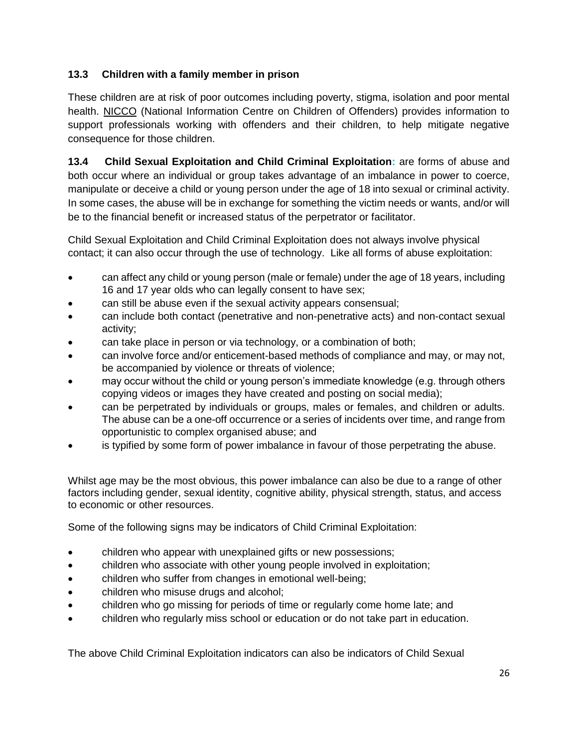### 13.3 Children with a family member in prison

These children are at risk of poor outcomes including poverty, stigma, isolation and poor mental health. NICCO (National Information Centre on Children of Offenders) provides information to support professionals working with offenders and their children, to help mitigate negative consequence for those children.

**13.4 Child Sexual Exploitation and Child Criminal Exploitation:** are forms of abuse and both occur where an individual or group takes advantage of an imbalance in power to coerce, manipulate or deceive a child or young person under the age of 18 into sexual or criminal activity. In some cases, the abuse will be in exchange for something the victim needs or wants, and/or will be to the financial benefit or increased status of the perpetrator or facilitator.

Child Sexual Exploitation and Child Criminal Exploitation does not always involve physical contact; it can also occur through the use of technology. Like all forms of abuse exploitation:

- can affect any child or young person (male or female) under the age of 18 years, including 16 and 17 year olds who can legally consent to have sex;
- can still be abuse even if the sexual activity appears consensual;
- can include both contact (penetrative and non-penetrative acts) and non-contact sexual activity;
- can take place in person or via technology, or a combination of both;
- can involve force and/or enticement-based methods of compliance and may, or may not, be accompanied by violence or threats of violence;
- may occur without the child or young person's immediate knowledge (e.g. through others copying videos or images they have created and posting on social media);
- can be perpetrated by individuals or groups, males or females, and children or adults. The abuse can be a one-off occurrence or a series of incidents over time, and range from opportunistic to complex organised abuse; and
- is typified by some form of power imbalance in favour of those perpetrating the abuse.

Whilst age may be the most obvious, this power imbalance can also be due to a range of other factors including gender, sexual identity, cognitive ability, physical strength, status, and access to economic or other resources.

Some of the following signs may be indicators of Child Criminal Exploitation:

- children who appear with unexplained gifts or new possessions;
- children who associate with other young people involved in exploitation;
- children who suffer from changes in emotional well-being;
- children who misuse drugs and alcohol;
- children who go missing for periods of time or regularly come home late; and
- children who regularly miss school or education or do not take part in education.

The above Child Criminal Exploitation indicators can also be indicators of Child Sexual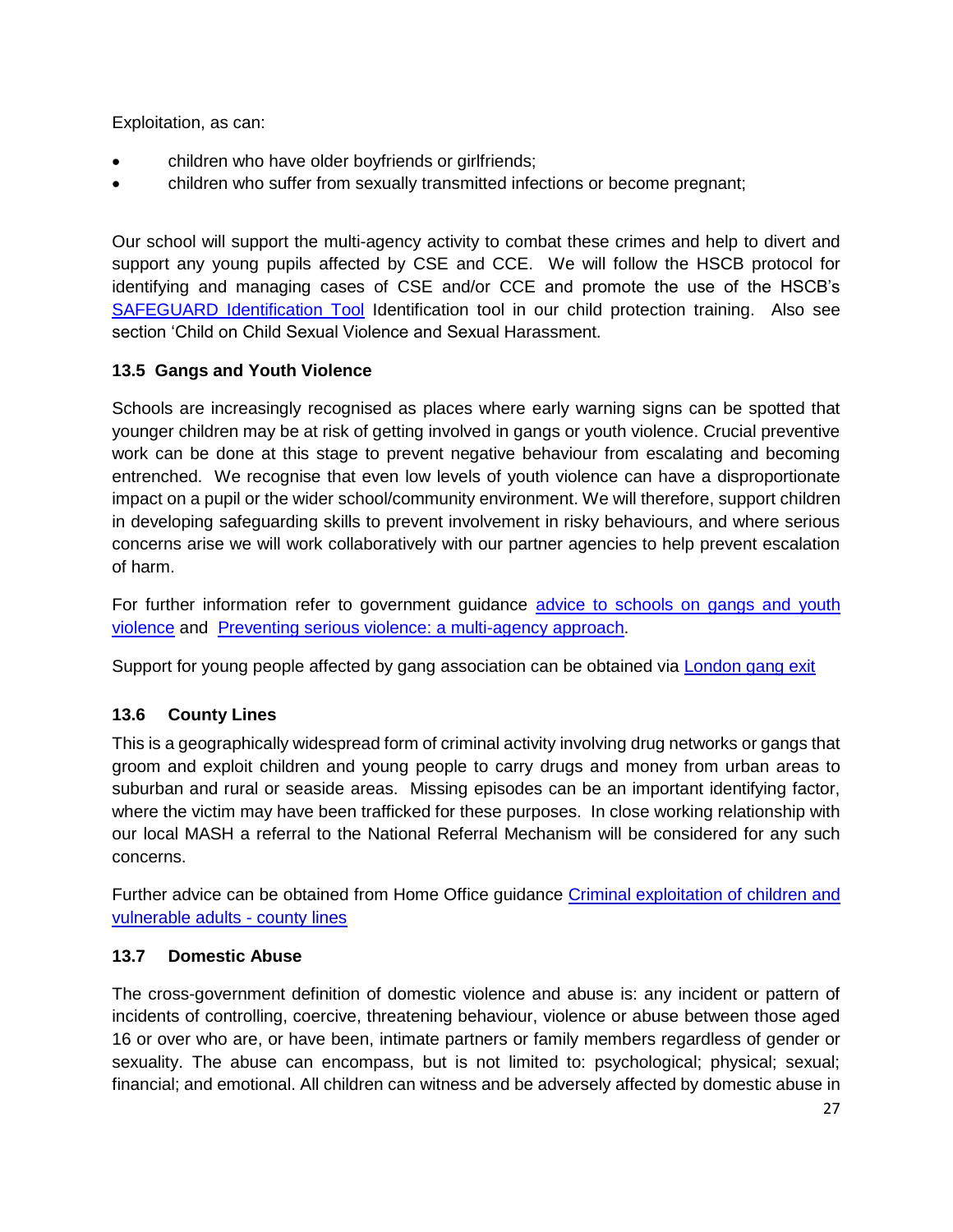Exploitation, as can:

- children who have older boyfriends or girlfriends;
- children who suffer from sexually transmitted infections or become pregnant;

Our school will support the multi-agency activity to combat these crimes and help to divert and support any young pupils affected by CSE and CCE. We will follow the HSCB protocol for identifying and managing cases of CSE and/or CCE and promote the use of the HSCB's SAFEGUARD Identification Tool Identification tool in our child protection training. Also see section 'Child on Child Sexual Violence and Sexual Harassment.

### 13.5 Gangs and Youth Violence

Schools are increasingly recognised as places where early warning signs can be spotted that younger children may be at risk of getting involved in gangs or youth violence. Crucial preventive work can be done at this stage to prevent negative behaviour from escalating and becoming entrenched. We recognise that even low levels of youth violence can have a disproportionate impact on a pupil or the wider school/community environment. We will therefore, support children in developing safeguarding skills to prevent involvement in risky behaviours, and where serious concerns arise we will work collaboratively with our partner agencies to help prevent escalation of harm.

For further information refer to government guidance advice to schools on gangs and youth violence and Preventing serious violence: a multi-agency approach.

Support for young people affected by gang association can be obtained via London gang exit

### 13.6 County Lines

This is a geographically widespread form of criminal activity involving drug networks or gangs that groom and exploit children and young people to carry drugs and money from urban areas to suburban and rural or seaside areas. Missing episodes can be an important identifying factor, where the victim may have been trafficked for these purposes. In close working relationship with our local MASH a referral to the National Referral Mechanism will be considered for any such concerns.

Further advice can be obtained from Home Office guidance Criminal exploitation of children and vulnerable adults - county lines

### 13.7 Domestic Abuse

The cross-government definition of domestic violence and abuse is: any incident or pattern of incidents of controlling, coercive, threatening behaviour, violence or abuse between those aged 16 or over who are, or have been, intimate partners or family members regardless of gender or sexuality. The abuse can encompass, but is not limited to: psychological; physical; sexual; financial; and emotional. All children can witness and be adversely affected by domestic abuse in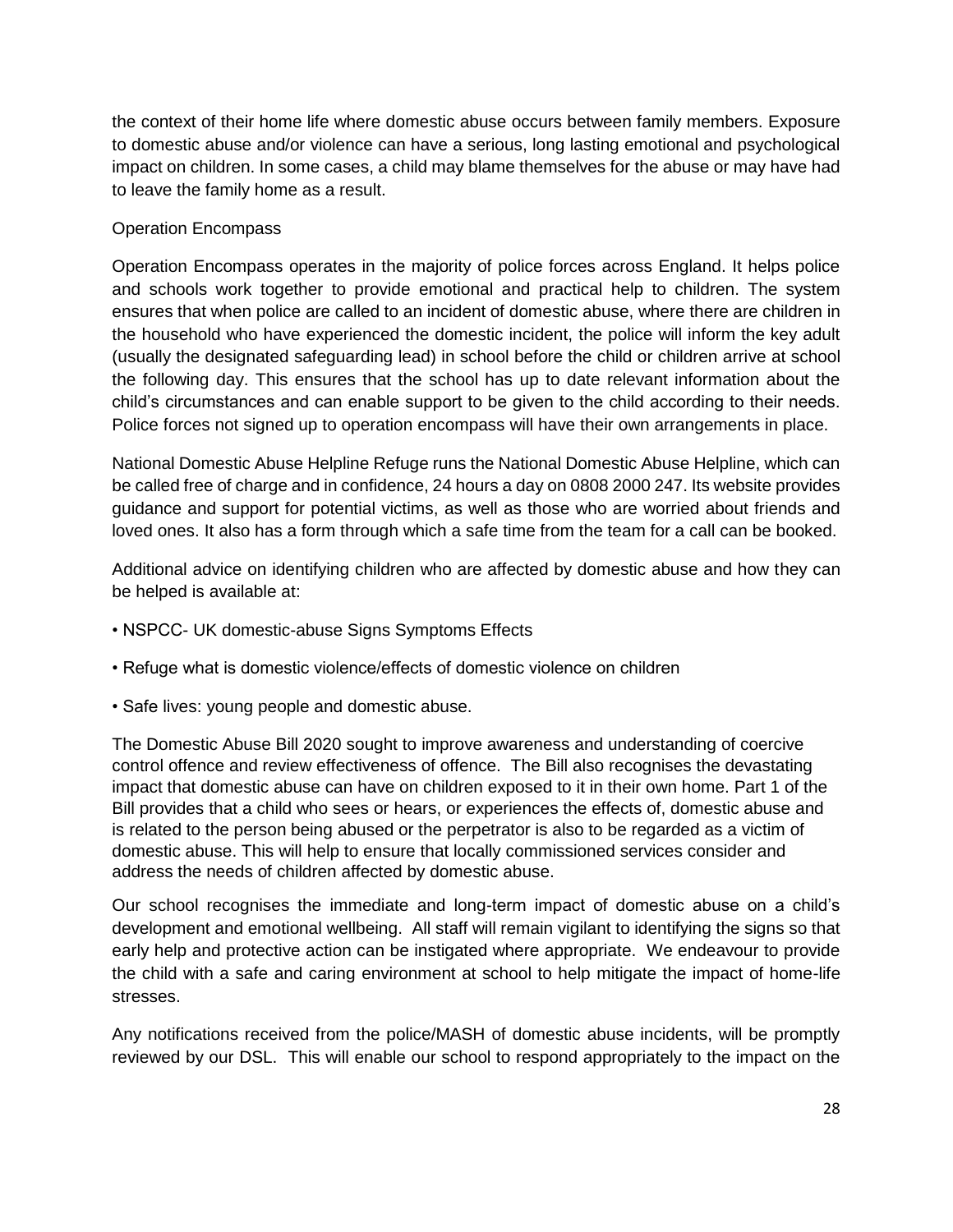the context of their home life where domestic abuse occurs between family members. Exposure to domestic abuse and/or violence can have a serious, long lasting emotional and psychological impact on children. In some cases, a child may blame themselves for the abuse or may have had to leave the family home as a result.

Operation Encompass

Operation Encompass operates in the majority of police forces across England. It helps police and schools work together to provide emotional and practical help to children. The system ensures that when police are called to an incident of domestic abuse, where there are children in the household who have experienced the domestic incident, the police will inform the key adult (usually the designated safeguarding lead) in school before the child or children arrive at school the following day. This ensures that the school has up to date relevant information about the child's circumstances and can enable support to be given to the child according to their needs. Police forces not signed up to operation encompass will have their own arrangements in place.

National Domestic Abuse Helpline Refuge runs the National Domestic Abuse Helpline, which can be called free of charge and in confidence, 24 hours a day on 0808 2000 247. Its website provides guidance and support for potential victims, as well as those who are worried about friends and loved ones. It also has a form through which a safe time from the team for a call can be booked.

Additional advice on identifying children who are affected by domestic abuse and how they can be helped is available at:

- NSPCC- UK domestic-abuse Signs Symptoms Effects
- Refuge what is domestic violence/effects of domestic violence on children
- Safe lives: young people and domestic abuse.

The Domestic Abuse Bill 2020 sought to improve awareness and understanding of coercive control offence and review effectiveness of offence. The Bill also recognises the devastating impact that domestic abuse can have on children exposed to it in their own home. Part 1 of the Bill provides that a child who sees or hears, or experiences the effects of, domestic abuse and is related to the person being abused or the perpetrator is also to be regarded as a victim of domestic abuse. This will help to ensure that locally commissioned services consider and address the needs of children affected by domestic abuse.

Our school recognises the immediate and long-term impact of domestic abuse on a child's development and emotional wellbeing. All staff will remain vigilant to identifying the signs so that early help and protective action can be instigated where appropriate. We endeavour to provide the child with a safe and caring environment at school to help mitigate the impact of home-life stresses.

Any notifications received from the police/MASH of domestic abuse incidents, will be promptly reviewed by our DSL. This will enable our school to respond appropriately to the impact on the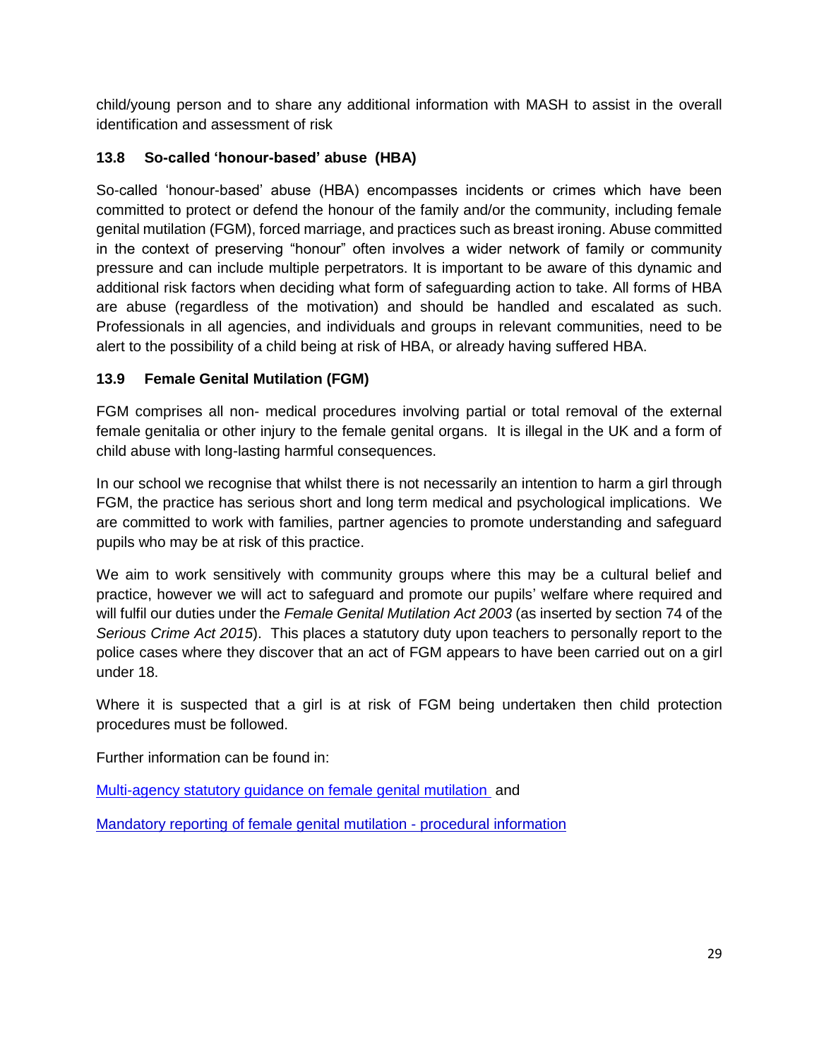child/young person and to share any additional information with MASH to assist in the overall identification and assessment of risk

### 13.8 So-called 'honour-based' abuse (HBA)

So-called 'honour-based' abuse (HBA) encompasses incidents or crimes which have been committed to protect or defend the honour of the family and/or the community, including female genital mutilation (FGM), forced marriage, and practices such as breast ironing. Abuse committed in the context of preserving "honour" often involves a wider network of family or community pressure and can include multiple perpetrators. It is important to be aware of this dynamic and additional risk factors when deciding what form of safeguarding action to take. All forms of HBA are abuse (regardless of the motivation) and should be handled and escalated as such. Professionals in all agencies, and individuals and groups in relevant communities, need to be alert to the possibility of a child being at risk of HBA, or already having suffered HBA.

### 13.9 Female Genital Mutilation (FGM)

FGM comprises all non- medical procedures involving partial or total removal of the external female genitalia or other injury to the female genital organs. It is illegal in the UK and a form of child abuse with long-lasting harmful consequences.

In our school we recognise that whilst there is not necessarily an intention to harm a girl through FGM, the practice has serious short and long term medical and psychological implications. We are committed to work with families, partner agencies to promote understanding and safeguard pupils who may be at risk of this practice.

We aim to work sensitively with community groups where this may be a cultural belief and practice, however we will act to safeguard and promote our pupils' welfare where required and will fulfil our duties under the *Female Genital Mutilation Act 2003* (as inserted by section 74 of the *Serious Crime Act 2015*). This places a statutory duty upon teachers to personally report to the police cases where they discover that an act of FGM appears to have been carried out on a girl under 18.

Where it is suspected that a girl is at risk of FGM being undertaken then child protection procedures must be followed.

Further information can be found in:

Multi-agency statutory guidance on female genital mutilation and

Mandatory reporting of female genital mutilation - procedural information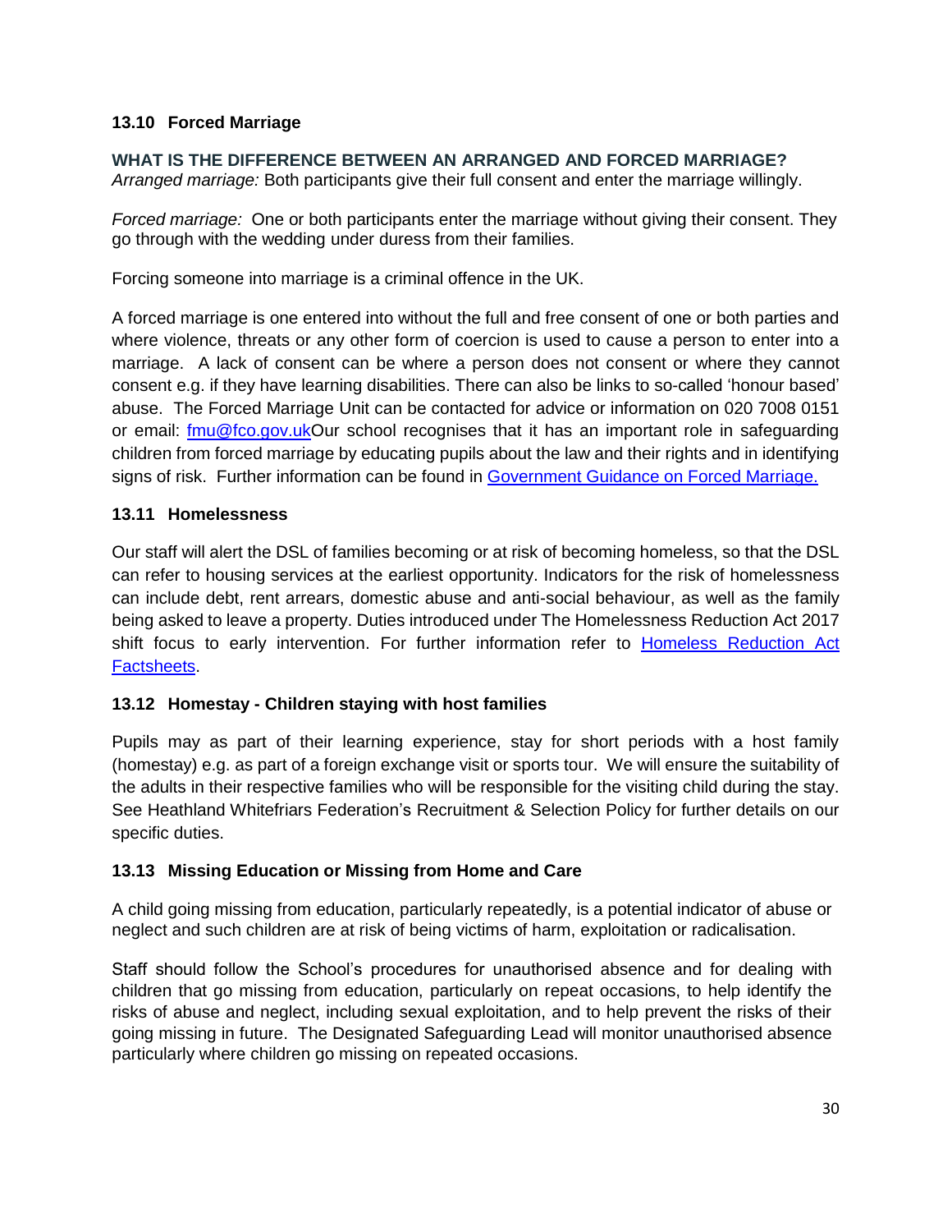### 13.10 Forced Marriage

**WHAT IS THE DIFFERENCE BETWEEN AN ARRANGED AND FORCED MARRIAGE?**

*Arranged marriage:* Both participants give their full consent and enter the marriage willingly.

*Forced marriage:* One or both participants enter the marriage without giving their consent. They go through with the wedding under duress from their families.

Forcing someone into marriage is a criminal offence in the UK.

A forced marriage is one entered into without the full and free consent of one or both parties and where violence, threats or any other form of coercion is used to cause a person to enter into a marriage. A lack of consent can be where a person does not consent or where they cannot consent e.g. if they have learning disabilities. There can also be links to so-called 'honour based' abuse. The Forced Marriage Unit can be contacted for advice or information on 020 7008 0151 or email: [fmu@fco.gov.uk](mailto:fmu@fco.gov.uk)Our school recognises that it has an important role in safeguarding children from forced marriage by educating pupils about the law and their rights and in identifying signs of risk. Further information can be found in [Government Guidance on Forced Marriage.](#)

### 13.11 Homelessness

Our staff will alert the DSL of families becoming or at risk of becoming homeless, so that the DSL can refer to housing services at the earliest opportunity. Indicators for the risk of homelessness can include debt, rent arrears, domestic abuse and anti-social behaviour, as well as the family being asked to leave a property. Duties introduced under The Homelessness Reduction Act 2017 shift focus to early intervention. For further information refer to [Homeless Reduction Act Factsheets](#).

### 13.12 Homestay - Children staying with host families

Pupils may as part of their learning experience, stay for short periods with a host family (homestay) e.g. as part of a foreign exchange visit or sports tour. We will ensure the suitability of the adults in their respective families who will be responsible for the visiting child during the stay. See Heathland Whitefriars Federation's Recruitment & Selection Policy for further details on our specific duties.

### 13.13 Missing Education or Missing from Home and Care

A child going missing from education, particularly repeatedly, is a potential indicator of abuse or neglect and such children are at risk of being victims of harm, exploitation or radicalisation.

Staff should follow the School's procedures for unauthorised absence and for dealing with children that go missing from education, particularly on repeat occasions, to help identify the risks of abuse and neglect, including sexual exploitation, and to help prevent the risks of their going missing in future. The Designated Safeguarding Lead will monitor unauthorised absence particularly where children go missing on repeated occasions.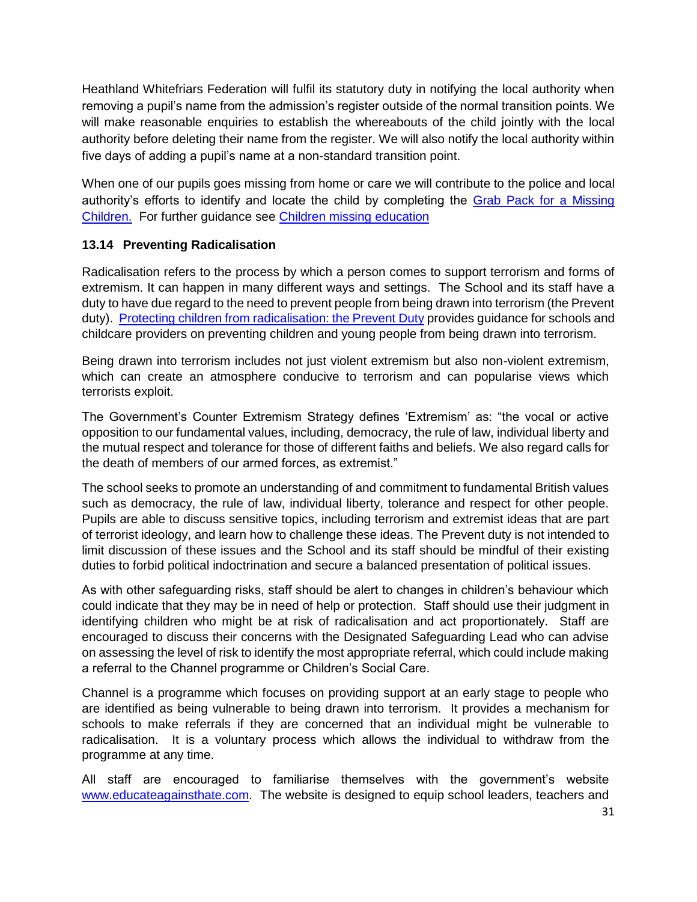Heathland Whitefriars Federation will fulfil its statutory duty in notifying the local authority when removing a pupil's name from the admission's register outside of the normal transition points. We will make reasonable enquiries to establish the whereabouts of the child jointly with the local authority before deleting their name from the register. We will also notify the local authority within five days of adding a pupil's name at a non-standard transition point.

When one of our pupils goes missing from home or care we will contribute to the police and local authority's efforts to identify and locate the child by completing the [Grab Pack for a Missing Children.](#) For further guidance see [Children missing education](#)

### 13.14 Preventing Radicalisation

Radicalisation refers to the process by which a person comes to support terrorism and forms of extremism. It can happen in many different ways and settings. The School and its staff have a duty to have due regard to the need to prevent people from being drawn into terrorism (the Prevent duty). [Protecting children from radicalisation: the Prevent Duty](#) provides guidance for schools and childcare providers on preventing children and young people from being drawn into terrorism.

Being drawn into terrorism includes not just violent extremism but also non-violent extremism, which can create an atmosphere conducive to terrorism and can popularise views which terrorists exploit.

The Government's Counter Extremism Strategy defines 'Extremism' as: "the vocal or active opposition to our fundamental values, including, democracy, the rule of law, individual liberty and the mutual respect and tolerance for those of different faiths and beliefs. We also regard calls for the death of members of our armed forces, as extremist."

The school seeks to promote an understanding of and commitment to fundamental British values such as democracy, the rule of law, individual liberty, tolerance and respect for other people. Pupils are able to discuss sensitive topics, including terrorism and extremist ideas that are part of terrorist ideology, and learn how to challenge these ideas. The Prevent duty is not intended to limit discussion of these issues and the School and its staff should be mindful of their existing duties to forbid political indoctrination and secure a balanced presentation of political issues.

As with other safeguarding risks, staff should be alert to changes in children's behaviour which could indicate that they may be in need of help or protection. Staff should use their judgment in identifying children who might be at risk of radicalisation and act proportionately. Staff are encouraged to discuss their concerns with the Designated Safeguarding Lead who can advise on assessing the level of risk to identify the most appropriate referral, which could include making a referral to the Channel programme or Children's Social Care.

Channel is a programme which focuses on providing support at an early stage to people who are identified as being vulnerable to being drawn into terrorism. It provides a mechanism for schools to make referrals if they are concerned that an individual might be vulnerable to radicalisation. It is a voluntary process which allows the individual to withdraw from the programme at any time.

All staff are encouraged to familiarise themselves with the government's website [www.educateagainsthate.com](http://www.educateagainsthate.com). The website is designed to equip school leaders, teachers and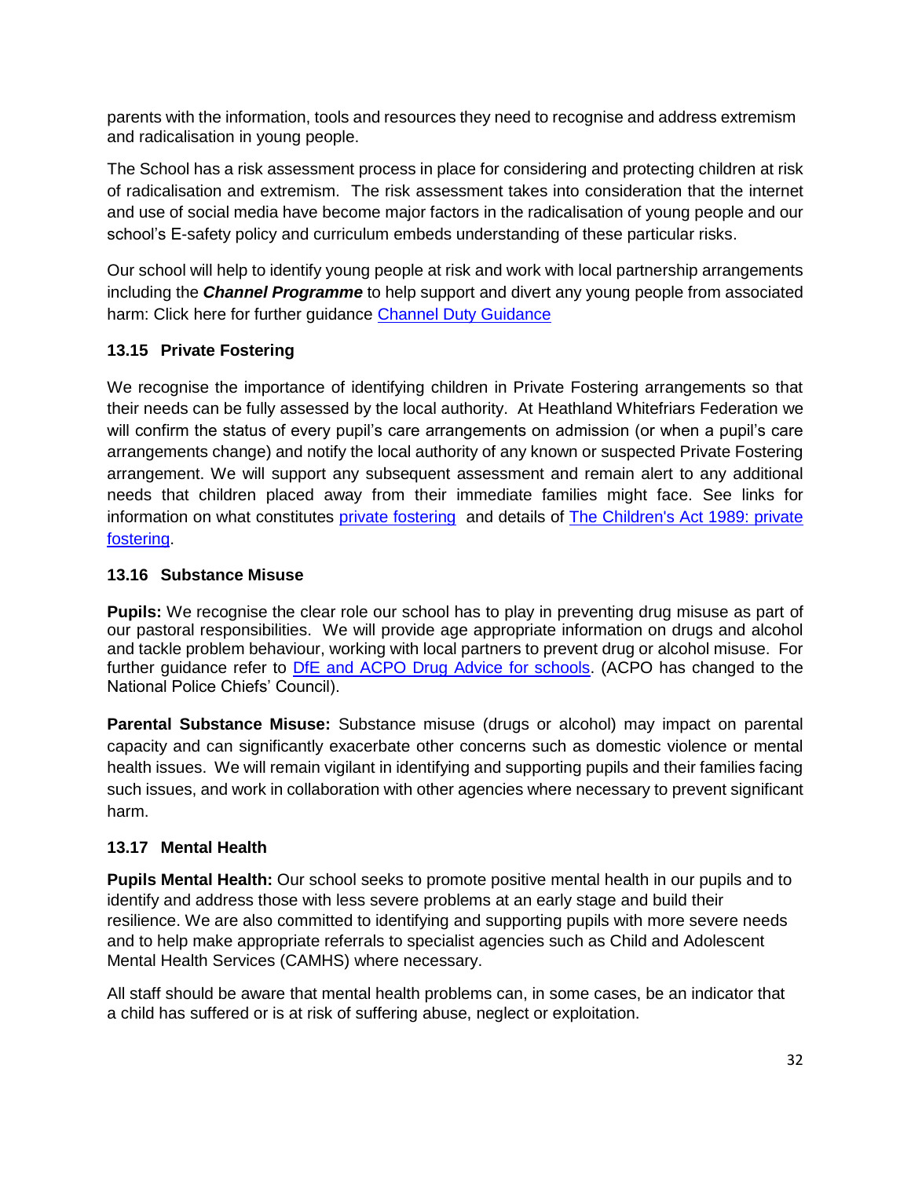parents with the information, tools and resources they need to recognise and address extremism and radicalisation in young people.

The School has a risk assessment process in place for considering and protecting children at risk of radicalisation and extremism. The risk assessment takes into consideration that the internet and use of social media have become major factors in the radicalisation of young people and our school's E-safety policy and curriculum embeds understanding of these particular risks.

Our school will help to identify young people at risk and work with local partnership arrangements including the ***Channel Programme*** to help support and divert any young people from associated harm: Click here for further guidance [Channel Duty Guidance]

### 13.15 Private Fostering

We recognise the importance of identifying children in Private Fostering arrangements so that their needs can be fully assessed by the local authority. At Heathland Whitefriars Federation we will confirm the status of every pupil's care arrangements on admission (or when a pupil's care arrangements change) and notify the local authority of any known or suspected Private Fostering arrangement. We will support any subsequent assessment and remain alert to any additional needs that children placed away from their immediate families might face. See links for information on what constitutes [private fostering] and details of [The Children's Act 1989: private fostering].

### 13.16 Substance Misuse

**Pupils:** We recognise the clear role our school has to play in preventing drug misuse as part of our pastoral responsibilities. We will provide age appropriate information on drugs and alcohol and tackle problem behaviour, working with local partners to prevent drug or alcohol misuse. For further guidance refer to [DfE and ACPO Drug Advice for schools]. (ACPO has changed to the National Police Chiefs' Council).

**Parental Substance Misuse:** Substance misuse (drugs or alcohol) may impact on parental capacity and can significantly exacerbate other concerns such as domestic violence or mental health issues. We will remain vigilant in identifying and supporting pupils and their families facing such issues, and work in collaboration with other agencies where necessary to prevent significant harm.

### 13.17 Mental Health

**Pupils Mental Health:** Our school seeks to promote positive mental health in our pupils and to identify and address those with less severe problems at an early stage and build their resilience. We are also committed to identifying and supporting pupils with more severe needs and to help make appropriate referrals to specialist agencies such as Child and Adolescent Mental Health Services (CAMHS) where necessary.

All staff should be aware that mental health problems can, in some cases, be an indicator that a child has suffered or is at risk of suffering abuse, neglect or exploitation.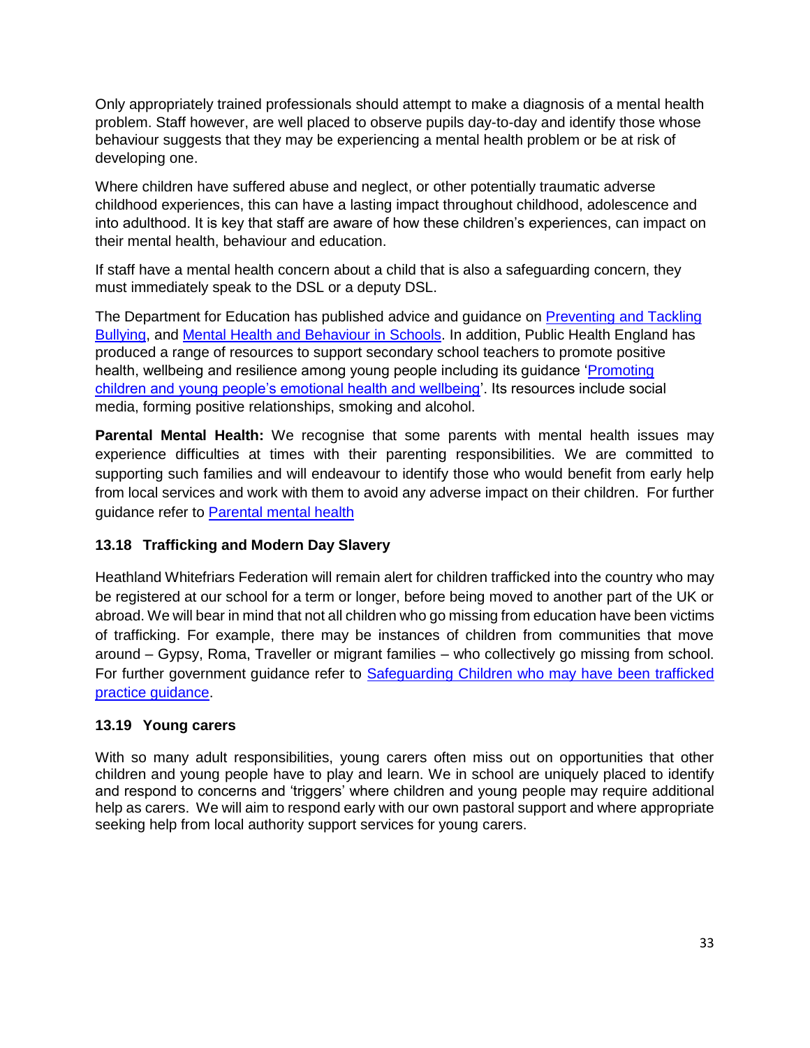Only appropriately trained professionals should attempt to make a diagnosis of a mental health problem. Staff however, are well placed to observe pupils day-to-day and identify those whose behaviour suggests that they may be experiencing a mental health problem or be at risk of developing one.

Where children have suffered abuse and neglect, or other potentially traumatic adverse childhood experiences, this can have a lasting impact throughout childhood, adolescence and into adulthood. It is key that staff are aware of how these children's experiences, can impact on their mental health, behaviour and education.

If staff have a mental health concern about a child that is also a safeguarding concern, they must immediately speak to the DSL or a deputy DSL.

The Department for Education has published advice and guidance on [Preventing and Tackling Bullying](), and [Mental Health and Behaviour in Schools](). In addition, Public Health England has produced a range of resources to support secondary school teachers to promote positive health, wellbeing and resilience among young people including its guidance '[Promoting children and young people's emotional health and wellbeing]()'. Its resources include social media, forming positive relationships, smoking and alcohol.

**Parental Mental Health:** We recognise that some parents with mental health issues may experience difficulties at times with their parenting responsibilities. We are committed to supporting such families and will endeavour to identify those who would benefit from early help from local services and work with them to avoid any adverse impact on their children. For further guidance refer to [Parental mental health]()

### 13.18 Trafficking and Modern Day Slavery

Heathland Whitefriars Federation will remain alert for children trafficked into the country who may be registered at our school for a term or longer, before being moved to another part of the UK or abroad. We will bear in mind that not all children who go missing from education have been victims of trafficking. For example, there may be instances of children from communities that move around – Gypsy, Roma, Traveller or migrant families – who collectively go missing from school. For further government guidance refer to [Safeguarding Children who may have been trafficked practice guidance]().

### 13.19 Young carers

With so many adult responsibilities, young carers often miss out on opportunities that other children and young people have to play and learn. We in school are uniquely placed to identify and respond to concerns and 'triggers' where children and young people may require additional help as carers. We will aim to respond early with our own pastoral support and where appropriate seeking help from local authority support services for young carers.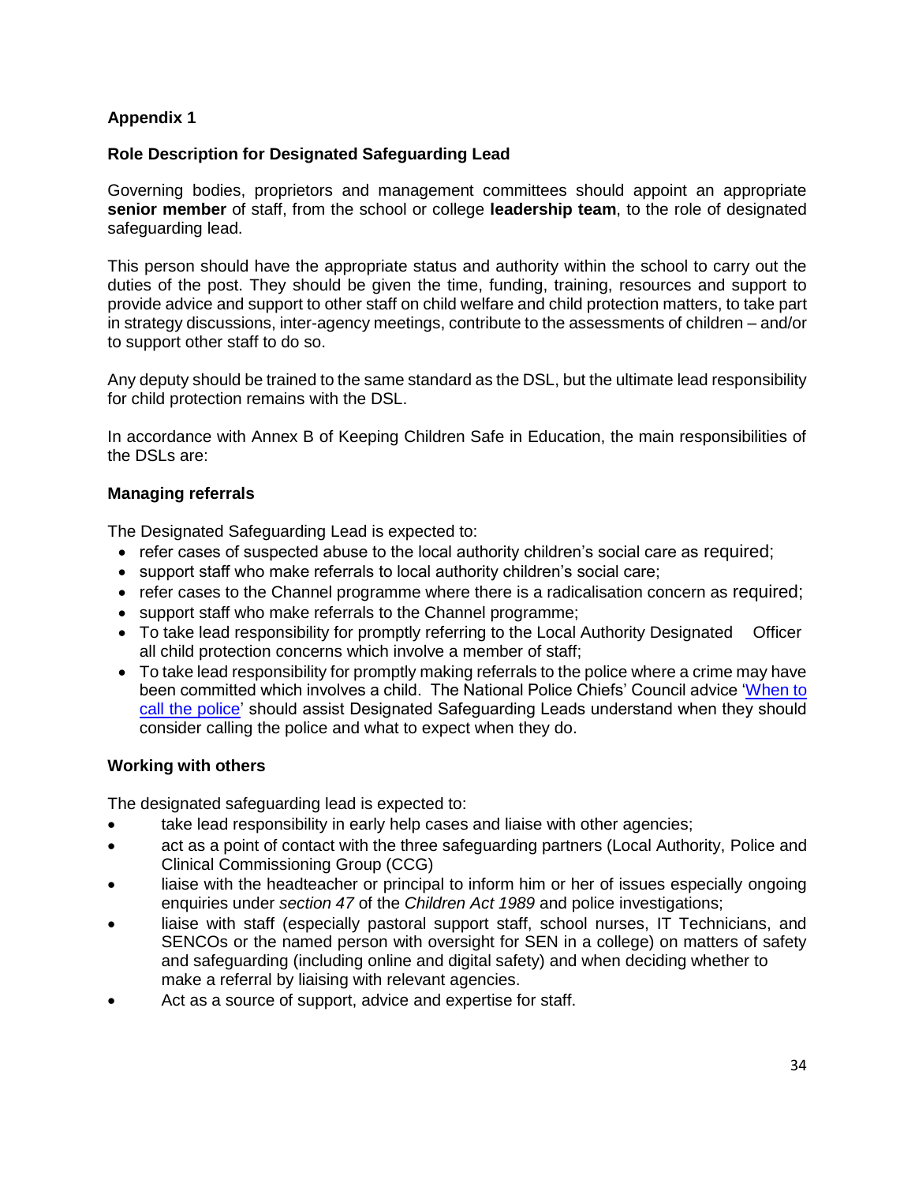## Appendix 1

### Role Description for Designated Safeguarding Lead

Governing bodies, proprietors and management committees should appoint an appropriate **senior member** of staff, from the school or college **leadership team**, to the role of designated safeguarding lead.

This person should have the appropriate status and authority within the school to carry out the duties of the post. They should be given the time, funding, training, resources and support to provide advice and support to other staff on child welfare and child protection matters, to take part in strategy discussions, inter-agency meetings, contribute to the assessments of children – and/or to support other staff to do so.

Any deputy should be trained to the same standard as the DSL, but the ultimate lead responsibility for child protection remains with the DSL.

In accordance with Annex B of Keeping Children Safe in Education, the main responsibilities of the DSLs are:

#### Managing referrals

The Designated Safeguarding Lead is expected to:

- refer cases of suspected abuse to the local authority children's social care as required;
- support staff who make referrals to local authority children's social care;
- refer cases to the Channel programme where there is a radicalisation concern as required;
- support staff who make referrals to the Channel programme;
- To take lead responsibility for promptly referring to the Local Authority Designated Officer all child protection concerns which involve a member of staff;
- To take lead responsibility for promptly making referrals to the police where a crime may have been committed which involves a child. The National Police Chiefs' Council advice 'When to call the police' should assist Designated Safeguarding Leads understand when they should consider calling the police and what to expect when they do.

#### Working with others

The designated safeguarding lead is expected to:

- take lead responsibility in early help cases and liaise with other agencies;
- act as a point of contact with the three safeguarding partners (Local Authority, Police and Clinical Commissioning Group (CCG)
- liaise with the headteacher or principal to inform him or her of issues especially ongoing enquiries under *section 47* of the *Children Act 1989* and police investigations;
- liaise with staff (especially pastoral support staff, school nurses, IT Technicians, and SENCOs or the named person with oversight for SEN in a college) on matters of safety and safeguarding (including online and digital safety) and when deciding whether to make a referral by liaising with relevant agencies.
- Act as a source of support, advice and expertise for staff.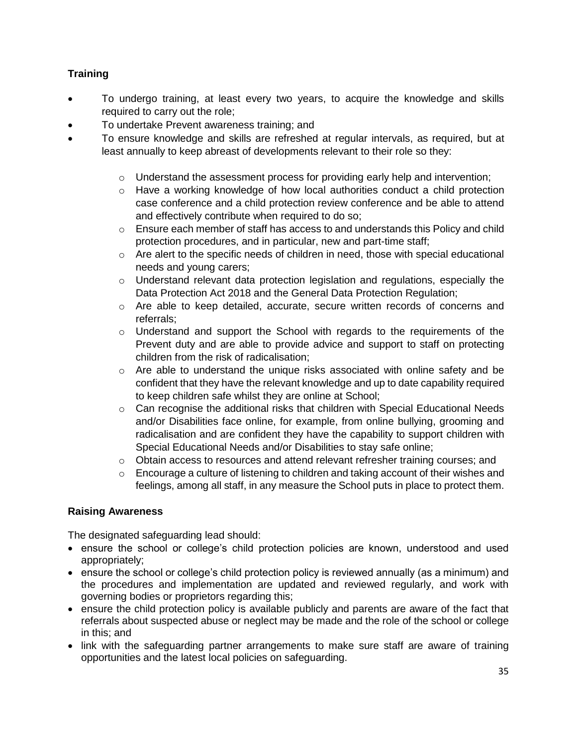### Training

- To undergo training, at least every two years, to acquire the knowledge and skills required to carry out the role;
- To undertake Prevent awareness training; and
- To ensure knowledge and skills are refreshed at regular intervals, as required, but at least annually to keep abreast of developments relevant to their role so they:
    - Understand the assessment process for providing early help and intervention;
    - Have a working knowledge of how local authorities conduct a child protection case conference and a child protection review conference and be able to attend and effectively contribute when required to do so;
    - Ensure each member of staff has access to and understands this Policy and child protection procedures, and in particular, new and part-time staff;
    - Are alert to the specific needs of children in need, those with special educational needs and young carers;
    - Understand relevant data protection legislation and regulations, especially the Data Protection Act 2018 and the General Data Protection Regulation;
    - Are able to keep detailed, accurate, secure written records of concerns and referrals;
    - Understand and support the School with regards to the requirements of the Prevent duty and are able to provide advice and support to staff on protecting children from the risk of radicalisation;
    - Are able to understand the unique risks associated with online safety and be confident that they have the relevant knowledge and up to date capability required to keep children safe whilst they are online at School;
    - Can recognise the additional risks that children with Special Educational Needs and/or Disabilities face online, for example, from online bullying, grooming and radicalisation and are confident they have the capability to support children with Special Educational Needs and/or Disabilities to stay safe online;
    - Obtain access to resources and attend relevant refresher training courses; and
    - Encourage a culture of listening to children and taking account of their wishes and feelings, among all staff, in any measure the School puts in place to protect them.

### Raising Awareness

The designated safeguarding lead should:

- ensure the school or college's child protection policies are known, understood and used appropriately;
- ensure the school or college's child protection policy is reviewed annually (as a minimum) and the procedures and implementation are updated and reviewed regularly, and work with governing bodies or proprietors regarding this;
- ensure the child protection policy is available publicly and parents are aware of the fact that referrals about suspected abuse or neglect may be made and the role of the school or college in this; and
- link with the safeguarding partner arrangements to make sure staff are aware of training opportunities and the latest local policies on safeguarding.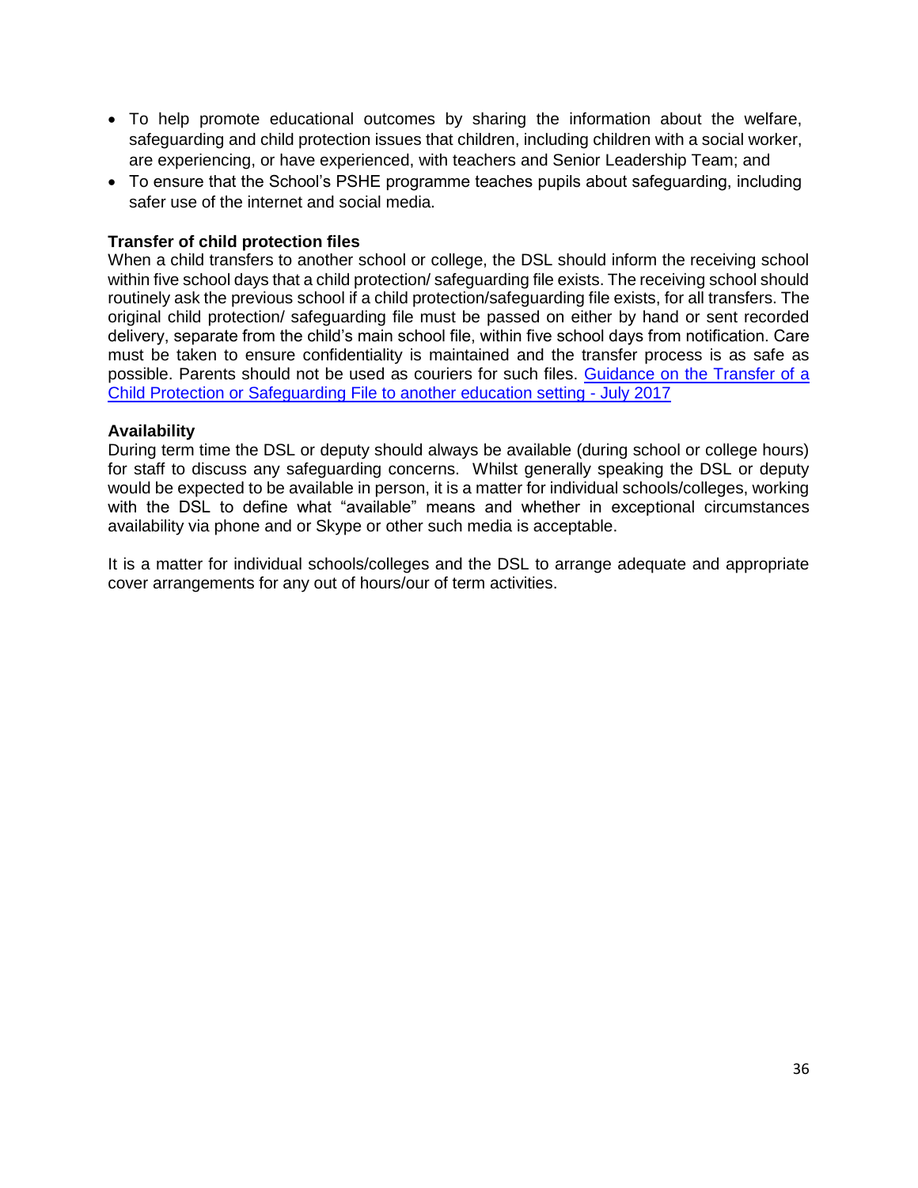- To help promote educational outcomes by sharing the information about the welfare, safeguarding and child protection issues that children, including children with a social worker, are experiencing, or have experienced, with teachers and Senior Leadership Team; and
- To ensure that the School's PSHE programme teaches pupils about safeguarding, including safer use of the internet and social media.

**Transfer of child protection files**

When a child transfers to another school or college, the DSL should inform the receiving school within five school days that a child protection/ safeguarding file exists. The receiving school should routinely ask the previous school if a child protection/safeguarding file exists, for all transfers. The original child protection/ safeguarding file must be passed on either by hand or sent recorded delivery, separate from the child's main school file, within five school days from notification. Care must be taken to ensure confidentiality is maintained and the transfer process is as safe as possible. Parents should not be used as couriers for such files. [Guidance on the Transfer of a Child Protection or Safeguarding File to another education setting - July 2017]

**Availability**

During term time the DSL or deputy should always be available (during school or college hours) for staff to discuss any safeguarding concerns. Whilst generally speaking the DSL or deputy would be expected to be available in person, it is a matter for individual schools/colleges, working with the DSL to define what "available" means and whether in exceptional circumstances availability via phone and or Skype or other such media is acceptable.

It is a matter for individual schools/colleges and the DSL to arrange adequate and appropriate cover arrangements for any out of hours/our of term activities.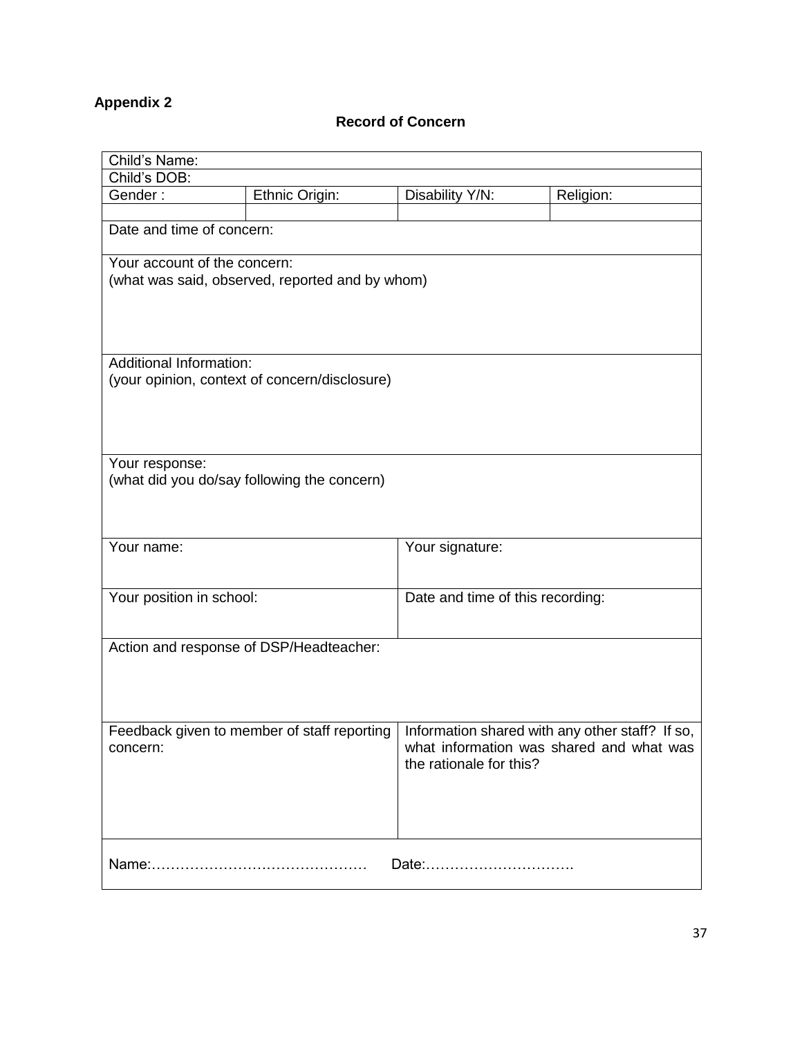**Appendix 2**

**Record of Concern**

| Child's Name: | | | |
|---|---|---|---|
| Child's DOB: | | | |
| Gender : | Ethnic Origin: | Disability Y/N: | Religion: |
| | | | |
| Date and time of concern: | | | |
| Your account of the concern:<br>(what was said, observed, reported and by whom) | | | |
| Additional Information:<br>(your opinion, context of concern/disclosure) | | | |
| Your response:<br>(what did you do/say following the concern) | | | |
| Your name: | | Your signature: | |
| Your position in school: | | Date and time of this recording: | |
| Action and response of DSP/Headteacher: | | | |
| Feedback given to member of staff reporting concern: | | Information shared with any other staff? If so, what information was shared and what was the rationale for this? | |
| Name:……………………………………… Date:…………………………. | | | |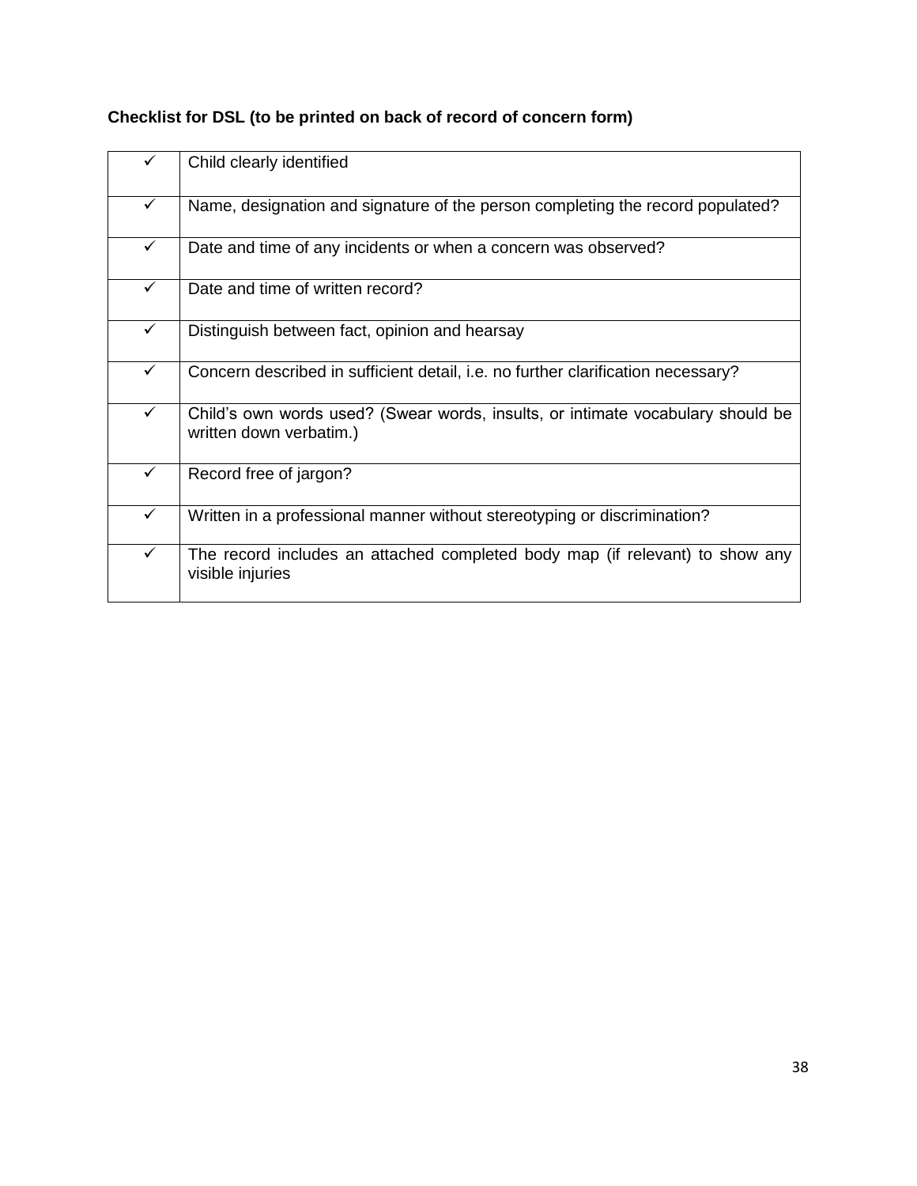**Checklist for DSL (to be printed on back of record of concern form)**

| | |
|---|---|
| ✓ | Child clearly identified |
| ✓ | Name, designation and signature of the person completing the record populated? |
| ✓ | Date and time of any incidents or when a concern was observed? |
| ✓ | Date and time of written record? |
| ✓ | Distinguish between fact, opinion and hearsay |
| ✓ | Concern described in sufficient detail, i.e. no further clarification necessary? |
| ✓ | Child's own words used? (Swear words, insults, or intimate vocabulary should be written down verbatim.) |
| ✓ | Record free of jargon? |
| ✓ | Written in a professional manner without stereotyping or discrimination? |
| ✓ | The record includes an attached completed body map (if relevant) to show any visible injuries |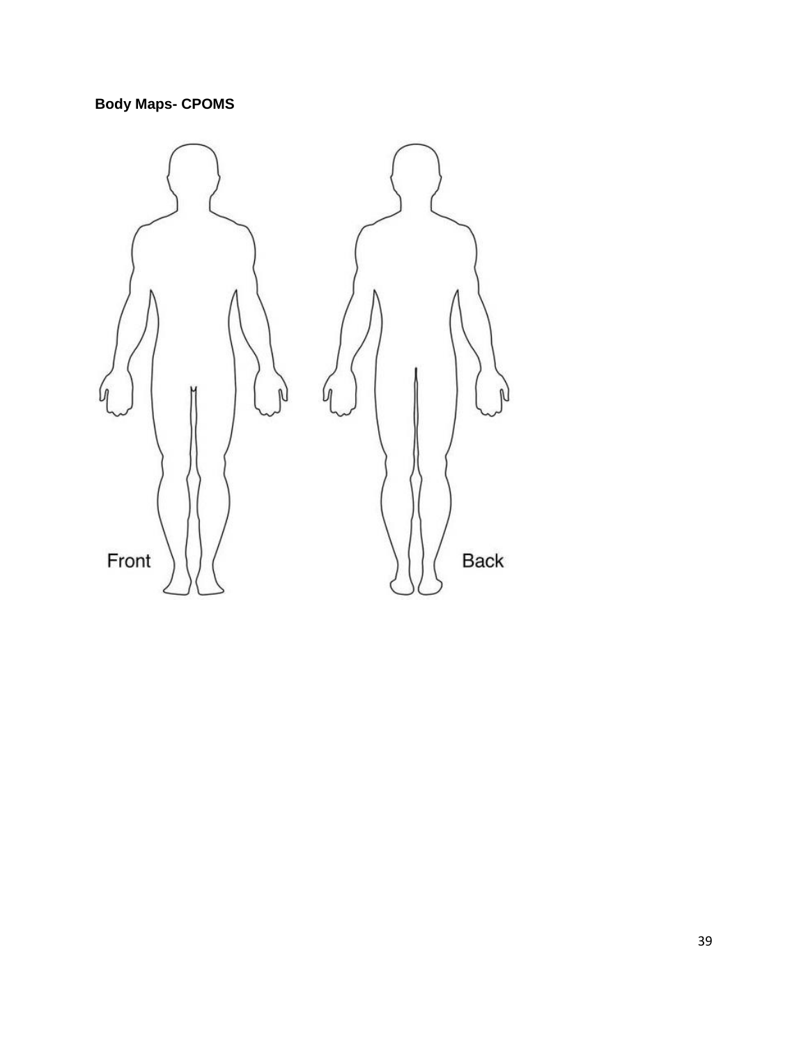**Body Maps- CPOMS**

Front

Back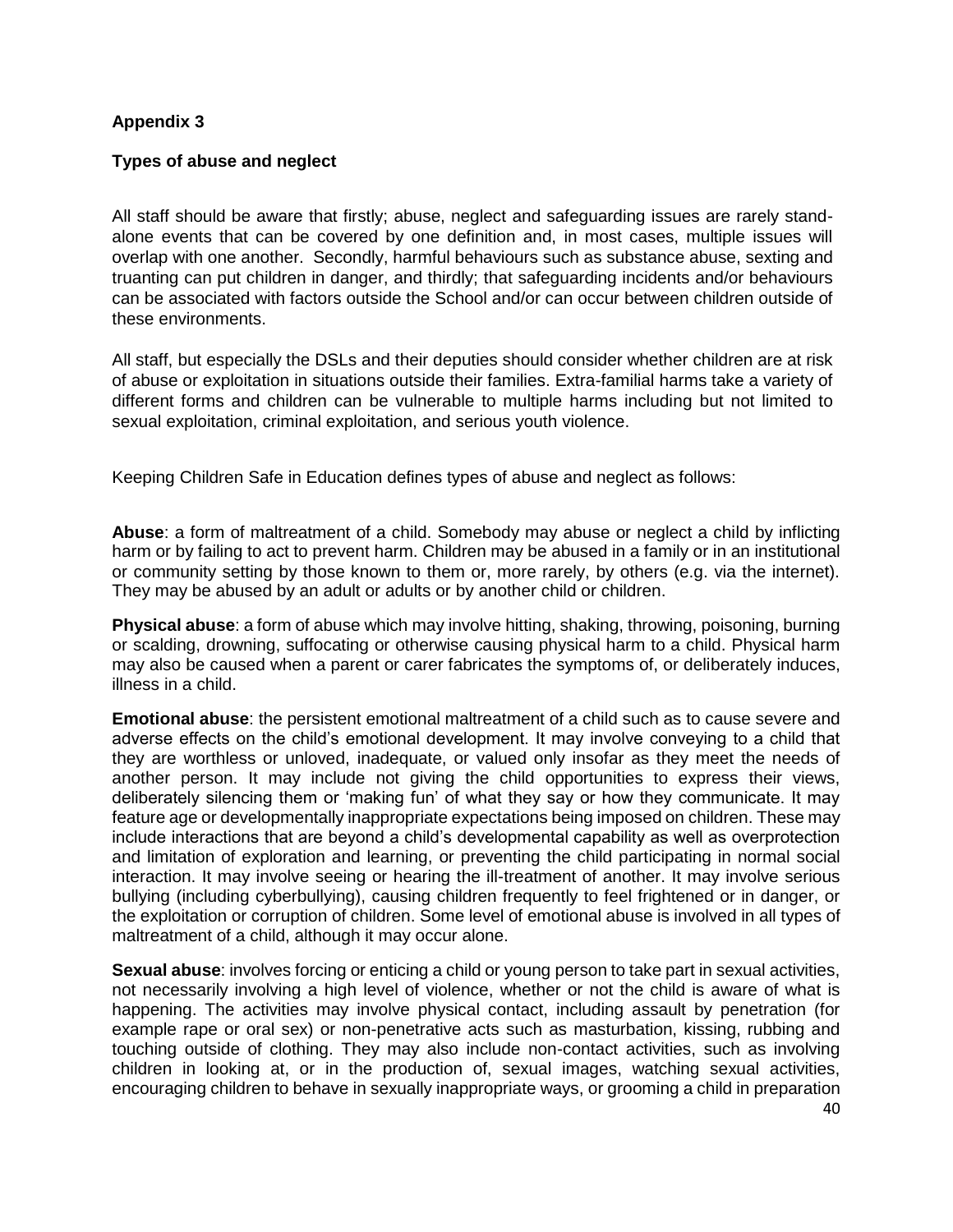**Appendix 3**

**Types of abuse and neglect**

All staff should be aware that firstly; abuse, neglect and safeguarding issues are rarely stand-alone events that can be covered by one definition and, in most cases, multiple issues will overlap with one another. Secondly, harmful behaviours such as substance abuse, sexting and truanting can put children in danger, and thirdly; that safeguarding incidents and/or behaviours can be associated with factors outside the School and/or can occur between children outside of these environments.

All staff, but especially the DSLs and their deputies should consider whether children are at risk of abuse or exploitation in situations outside their families. Extra-familial harms take a variety of different forms and children can be vulnerable to multiple harms including but not limited to sexual exploitation, criminal exploitation, and serious youth violence.

Keeping Children Safe in Education defines types of abuse and neglect as follows:

**Abuse**: a form of maltreatment of a child. Somebody may abuse or neglect a child by inflicting harm or by failing to act to prevent harm. Children may be abused in a family or in an institutional or community setting by those known to them or, more rarely, by others (e.g. via the internet). They may be abused by an adult or adults or by another child or children.

**Physical abuse**: a form of abuse which may involve hitting, shaking, throwing, poisoning, burning or scalding, drowning, suffocating or otherwise causing physical harm to a child. Physical harm may also be caused when a parent or carer fabricates the symptoms of, or deliberately induces, illness in a child.

**Emotional abuse**: the persistent emotional maltreatment of a child such as to cause severe and adverse effects on the child's emotional development. It may involve conveying to a child that they are worthless or unloved, inadequate, or valued only insofar as they meet the needs of another person. It may include not giving the child opportunities to express their views, deliberately silencing them or 'making fun' of what they say or how they communicate. It may feature age or developmentally inappropriate expectations being imposed on children. These may include interactions that are beyond a child's developmental capability as well as overprotection and limitation of exploration and learning, or preventing the child participating in normal social interaction. It may involve seeing or hearing the ill-treatment of another. It may involve serious bullying (including cyberbullying), causing children frequently to feel frightened or in danger, or the exploitation or corruption of children. Some level of emotional abuse is involved in all types of maltreatment of a child, although it may occur alone.

**Sexual abuse**: involves forcing or enticing a child or young person to take part in sexual activities, not necessarily involving a high level of violence, whether or not the child is aware of what is happening. The activities may involve physical contact, including assault by penetration (for example rape or oral sex) or non-penetrative acts such as masturbation, kissing, rubbing and touching outside of clothing. They may also include non-contact activities, such as involving children in looking at, or in the production of, sexual images, watching sexual activities, encouraging children to behave in sexually inappropriate ways, or grooming a child in preparation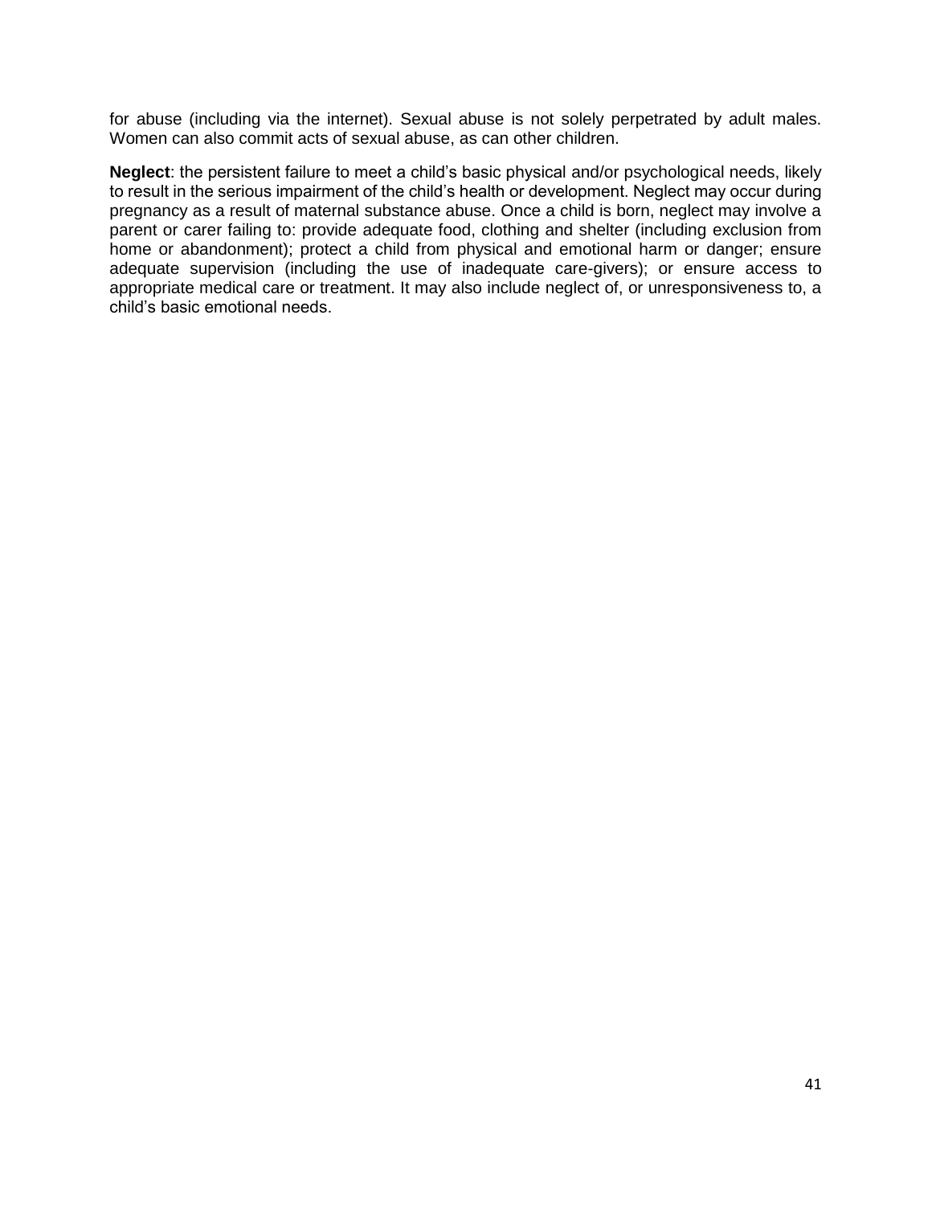for abuse (including via the internet). Sexual abuse is not solely perpetrated by adult males. Women can also commit acts of sexual abuse, as can other children.

**Neglect**: the persistent failure to meet a child's basic physical and/or psychological needs, likely to result in the serious impairment of the child's health or development. Neglect may occur during pregnancy as a result of maternal substance abuse. Once a child is born, neglect may involve a parent or carer failing to: provide adequate food, clothing and shelter (including exclusion from home or abandonment); protect a child from physical and emotional harm or danger; ensure adequate supervision (including the use of inadequate care-givers); or ensure access to appropriate medical care or treatment. It may also include neglect of, or unresponsiveness to, a child's basic emotional needs.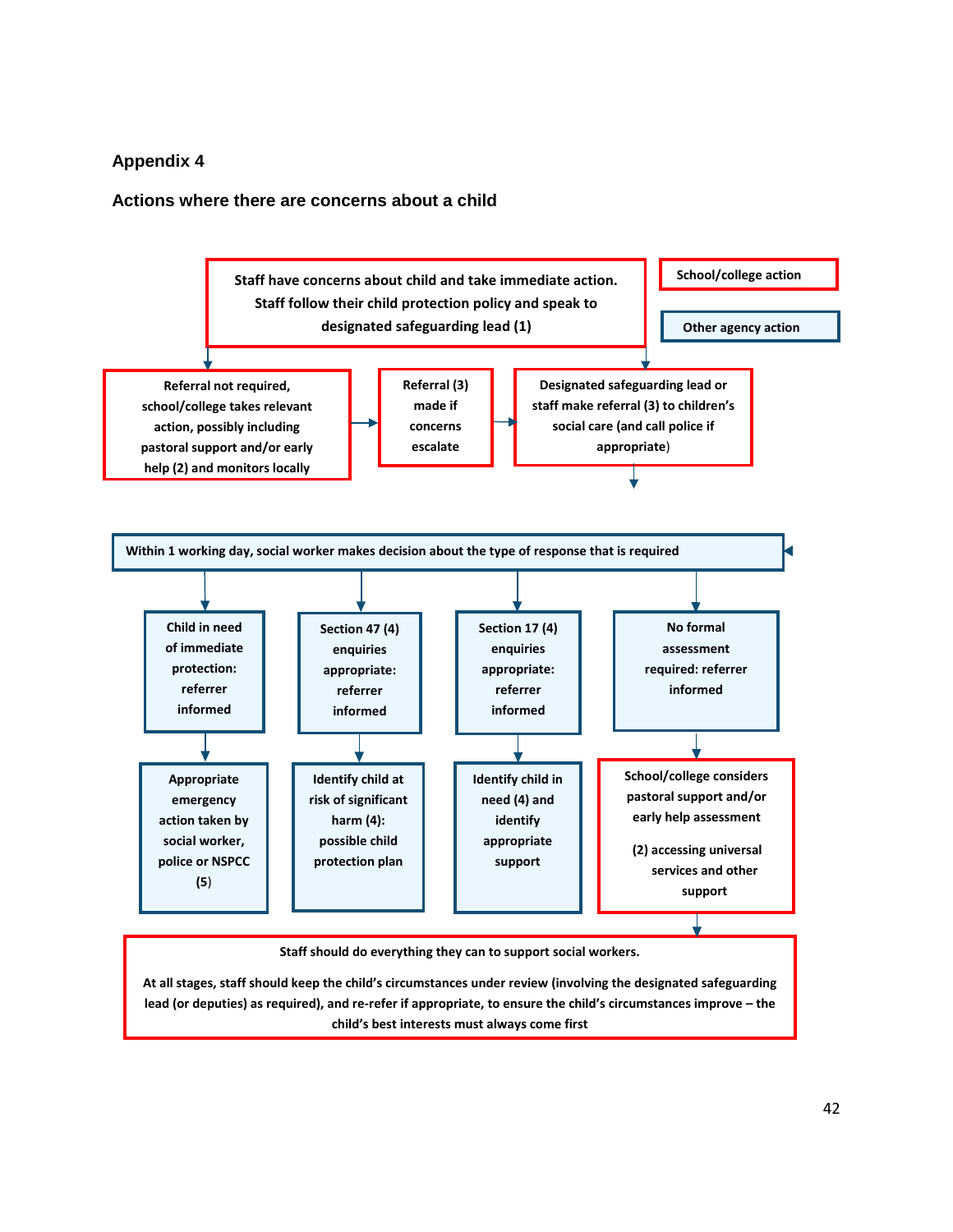## Appendix 4

### Actions where there are concerns about a child

School/college action

Other agency action

Staff have concerns about child and take immediate action. Staff follow their child protection policy and speak to designated safeguarding lead (1)

Referral not required, school/college takes relevant action, possibly including pastoral support and/or early help (2) and monitors locally

Referral (3) made if concerns escalate

Designated safeguarding lead or staff make referral (3) to children's social care (and call police if appropriate)

Within 1 working day, social worker makes decision about the type of response that is required

Child in need of immediate protection: referrer informed

Appropriate emergency action taken by social worker, police or NSPCC (5)

Section 47 (4) enquiries appropriate: referrer informed

Identify child at risk of significant harm (4): possible child protection plan

Section 17 (4) enquiries appropriate: referrer informed

Identify child in need (4) and identify appropriate support

No formal assessment required: referrer informed

School/college considers pastoral support and/or early help assessment

(2) accessing universal services and other support

Staff should do everything they can to support social workers.

At all stages, staff should keep the child's circumstances under review (involving the designated safeguarding lead (or deputies) as required), and re-refer if appropriate, to ensure the child's circumstances improve – the child's best interests must always come first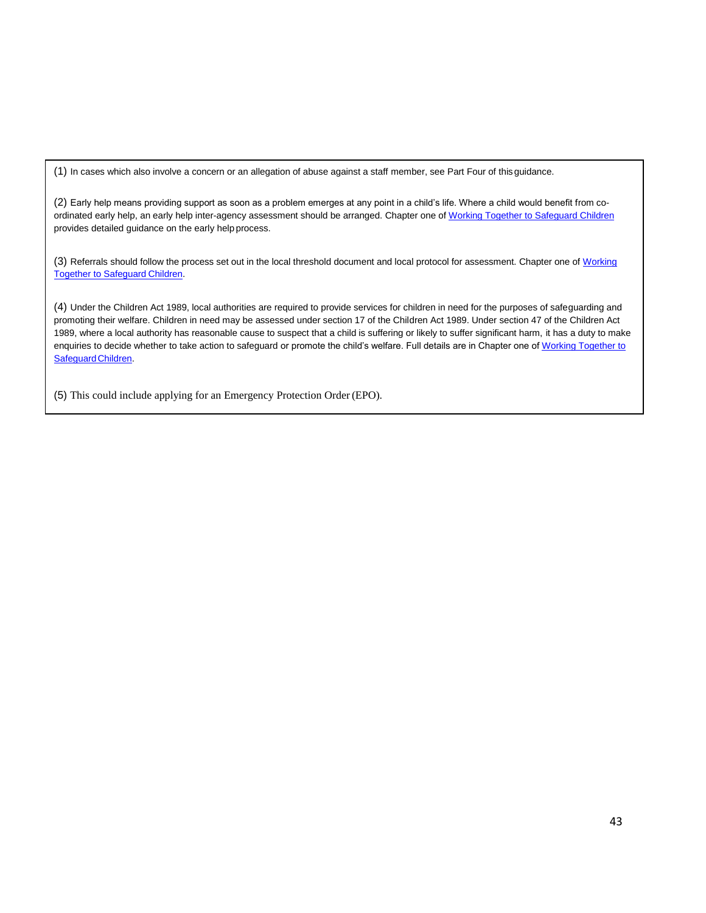(1) In cases which also involve a concern or an allegation of abuse against a staff member, see Part Four of this guidance.

(2) Early help means providing support as soon as a problem emerges at any point in a child's life. Where a child would benefit from co-ordinated early help, an early help inter-agency assessment should be arranged. Chapter one of Working Together to Safeguard Children provides detailed guidance on the early help process.

(3) Referrals should follow the process set out in the local threshold document and local protocol for assessment. Chapter one of Working Together to Safeguard Children.

(4) Under the Children Act 1989, local authorities are required to provide services for children in need for the purposes of safeguarding and promoting their welfare. Children in need may be assessed under section 17 of the Children Act 1989. Under section 47 of the Children Act 1989, where a local authority has reasonable cause to suspect that a child is suffering or likely to suffer significant harm, it has a duty to make enquiries to decide whether to take action to safeguard or promote the child's welfare. Full details are in Chapter one of Working Together to Safeguard Children.

(5) This could include applying for an Emergency Protection Order (EPO).